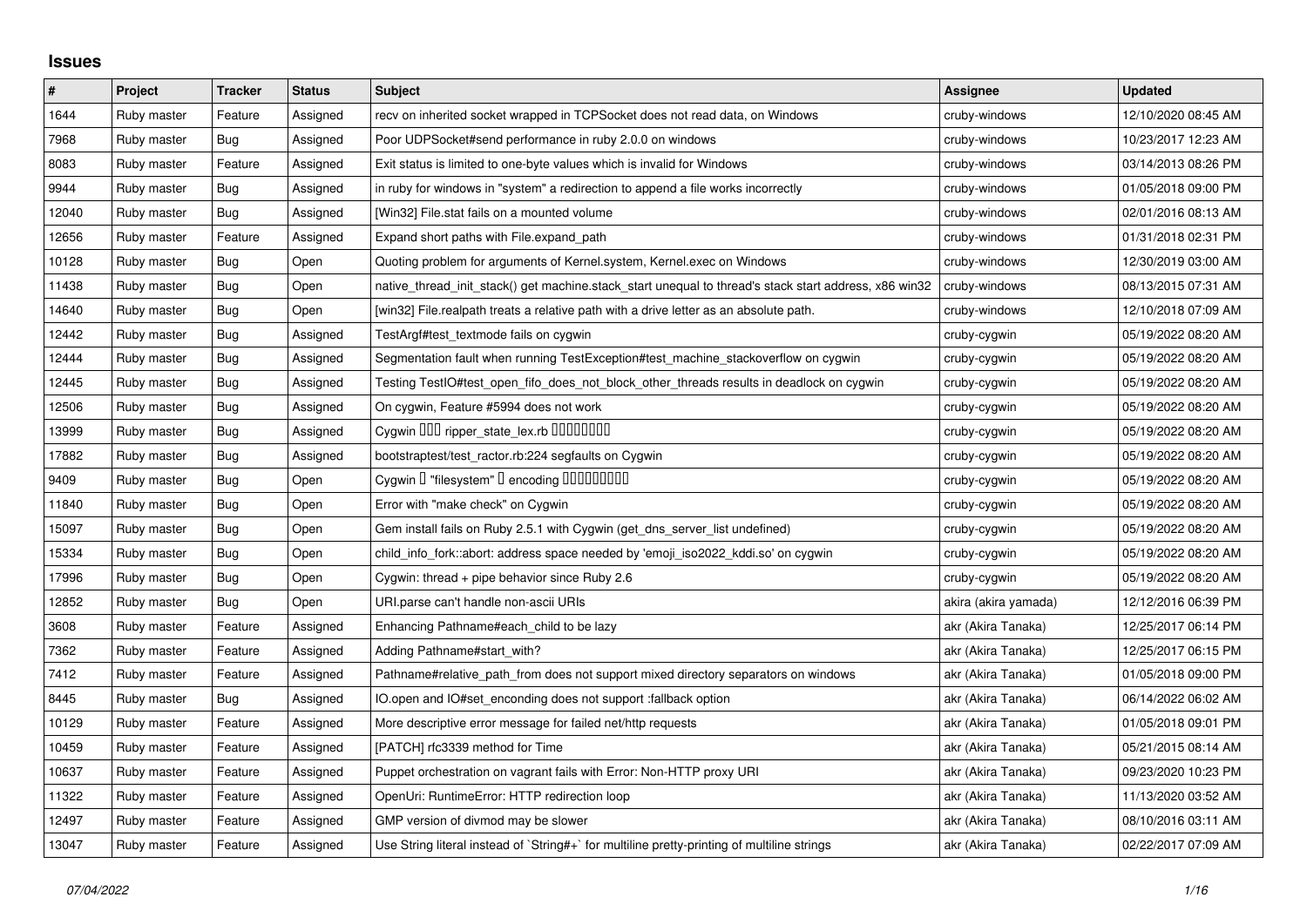# Issues

| # | Project | Tracker | Status | Subject | Assignee | Updated |
|---|---|---|---|---|---|---|
| 1644 | Ruby master | Feature | Assigned | recv on inherited socket wrapped in TCPSocket does not read data, on Windows | cruby-windows | 12/10/2020 08:45 AM |
| 7968 | Ruby master | Bug | Assigned | Poor UDPSocket#send performance in ruby 2.0.0 on windows | cruby-windows | 10/23/2017 12:23 AM |
| 8083 | Ruby master | Feature | Assigned | Exit status is limited to one-byte values which is invalid for Windows | cruby-windows | 03/14/2013 08:26 PM |
| 9944 | Ruby master | Bug | Assigned | in ruby for windows in "system" a redirection to append a file works incorrectly | cruby-windows | 01/05/2018 09:00 PM |
| 12040 | Ruby master | Bug | Assigned | [Win32] File.stat fails on a mounted volume | cruby-windows | 02/01/2016 08:13 AM |
| 12656 | Ruby master | Feature | Assigned | Expand short paths with File.expand_path | cruby-windows | 01/31/2018 02:31 PM |
| 10128 | Ruby master | Bug | Open | Quoting problem for arguments of Kernel.system, Kernel.exec on Windows | cruby-windows | 12/30/2019 03:00 AM |
| 11438 | Ruby master | Bug | Open | native_thread_init_stack() get machine.stack_start unequal to thread's stack start address, x86 win32 | cruby-windows | 08/13/2015 07:31 AM |
| 14640 | Ruby master | Bug | Open | [win32] File.realpath treats a relative path with a drive letter as an absolute path. | cruby-windows | 12/10/2018 07:09 AM |
| 12442 | Ruby master | Bug | Assigned | TestArgf#test_textmode fails on cygwin | cruby-cygwin | 05/19/2022 08:20 AM |
| 12444 | Ruby master | Bug | Assigned | Segmentation fault when running TestException#test_machine_stackoverflow on cygwin | cruby-cygwin | 05/19/2022 08:20 AM |
| 12445 | Ruby master | Bug | Assigned | Testing TestIO#test_open_fifo_does_not_block_other_threads results in deadlock on cygwin | cruby-cygwin | 05/19/2022 08:20 AM |
| 12506 | Ruby master | Bug | Assigned | On cygwin, Feature #5994 does not work | cruby-cygwin | 05/19/2022 08:20 AM |
| 13999 | Ruby master | Bug | Assigned | Cygwin ▯▯▯ ripper_state_lex.rb ▯▯▯▯▯▯▯▯ | cruby-cygwin | 05/19/2022 08:20 AM |
| 17882 | Ruby master | Bug | Assigned | bootstraptest/test_ractor.rb:224 segfaults on Cygwin | cruby-cygwin | 05/19/2022 08:20 AM |
| 9409 | Ruby master | Bug | Open | Cygwin ▯ "filesystem" ▯ encoding ▯▯▯▯▯▯▯▯▯ | cruby-cygwin | 05/19/2022 08:20 AM |
| 11840 | Ruby master | Bug | Open | Error with "make check" on Cygwin | cruby-cygwin | 05/19/2022 08:20 AM |
| 15097 | Ruby master | Bug | Open | Gem install fails on Ruby 2.5.1 with Cygwin (get_dns_server_list undefined) | cruby-cygwin | 05/19/2022 08:20 AM |
| 15334 | Ruby master | Bug | Open | child_info_fork::abort: address space needed by 'emoji_iso2022_kddi.so' on cygwin | cruby-cygwin | 05/19/2022 08:20 AM |
| 17996 | Ruby master | Bug | Open | Cygwin: thread + pipe behavior since Ruby 2.6 | cruby-cygwin | 05/19/2022 08:20 AM |
| 12852 | Ruby master | Bug | Open | URI.parse can't handle non-ascii URIs | akira (akira yamada) | 12/12/2016 06:39 PM |
| 3608 | Ruby master | Feature | Assigned | Enhancing Pathname#each_child to be lazy | akr (Akira Tanaka) | 12/25/2017 06:14 PM |
| 7362 | Ruby master | Feature | Assigned | Adding Pathname#start_with? | akr (Akira Tanaka) | 12/25/2017 06:15 PM |
| 7412 | Ruby master | Feature | Assigned | Pathname#relative_path_from does not support mixed directory separators on windows | akr (Akira Tanaka) | 01/05/2018 09:00 PM |
| 8445 | Ruby master | Bug | Assigned | IO.open and IO#set_enconding does not support :fallback option | akr (Akira Tanaka) | 06/14/2022 06:02 AM |
| 10129 | Ruby master | Feature | Assigned | More descriptive error message for failed net/http requests | akr (Akira Tanaka) | 01/05/2018 09:01 PM |
| 10459 | Ruby master | Feature | Assigned | [PATCH] rfc3339 method for Time | akr (Akira Tanaka) | 05/21/2015 08:14 AM |
| 10637 | Ruby master | Feature | Assigned | Puppet orchestration on vagrant fails with Error: Non-HTTP proxy URI | akr (Akira Tanaka) | 09/23/2020 10:23 PM |
| 11322 | Ruby master | Feature | Assigned | OpenUri: RuntimeError: HTTP redirection loop | akr (Akira Tanaka) | 11/13/2020 03:52 AM |
| 12497 | Ruby master | Feature | Assigned | GMP version of divmod may be slower | akr (Akira Tanaka) | 08/10/2016 03:11 AM |
| 13047 | Ruby master | Feature | Assigned | Use String literal instead of `String#+` for multiline pretty-printing of multiline strings | akr (Akira Tanaka) | 02/22/2017 07:09 AM |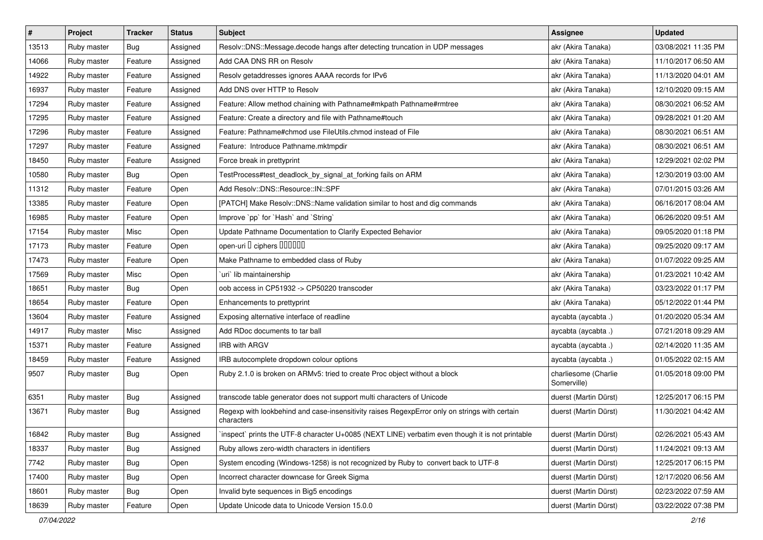| # | Project | Tracker | Status | Subject | Assignee | Updated |
|---|---|---|---|---|---|---|
| 13513 | Ruby master | Bug | Assigned | Resolv::DNS::Message.decode hangs after detecting truncation in UDP messages | akr (Akira Tanaka) | 03/08/2021 11:35 PM |
| 14066 | Ruby master | Feature | Assigned | Add CAA DNS RR on Resolv | akr (Akira Tanaka) | 11/10/2017 06:50 AM |
| 14922 | Ruby master | Feature | Assigned | Resolv getaddresses ignores AAAA records for IPv6 | akr (Akira Tanaka) | 11/13/2020 04:01 AM |
| 16937 | Ruby master | Feature | Assigned | Add DNS over HTTP to Resolv | akr (Akira Tanaka) | 12/10/2020 09:15 AM |
| 17294 | Ruby master | Feature | Assigned | Feature: Allow method chaining with Pathname#mkpath Pathname#rmtree | akr (Akira Tanaka) | 08/30/2021 06:52 AM |
| 17295 | Ruby master | Feature | Assigned | Feature: Create a directory and file with Pathname#touch | akr (Akira Tanaka) | 09/28/2021 01:20 AM |
| 17296 | Ruby master | Feature | Assigned | Feature: Pathname#chmod use FileUtils.chmod instead of File | akr (Akira Tanaka) | 08/30/2021 06:51 AM |
| 17297 | Ruby master | Feature | Assigned | Feature: Introduce Pathname.mktmpdir | akr (Akira Tanaka) | 08/30/2021 06:51 AM |
| 18450 | Ruby master | Feature | Assigned | Force break in prettyprint | akr (Akira Tanaka) | 12/29/2021 02:02 PM |
| 10580 | Ruby master | Bug | Open | TestProcess#test_deadlock_by_signal_at_forking fails on ARM | akr (Akira Tanaka) | 12/30/2019 03:00 AM |
| 11312 | Ruby master | Feature | Open | Add Resolv::DNS::Resource::IN::SPF | akr (Akira Tanaka) | 07/01/2015 03:26 AM |
| 13385 | Ruby master | Feature | Open | [PATCH] Make Resolv::DNS::Name validation similar to host and dig commands | akr (Akira Tanaka) | 06/16/2017 08:04 AM |
| 16985 | Ruby master | Feature | Open | Improve `pp` for `Hash` and `String` | akr (Akira Tanaka) | 06/26/2020 09:51 AM |
| 17154 | Ruby master | Misc | Open | Update Pathname Documentation to Clarify Expected Behavior | akr (Akira Tanaka) | 09/05/2020 01:18 PM |
| 17173 | Ruby master | Feature | Open | open-uri � ciphers ������ | akr (Akira Tanaka) | 09/25/2020 09:17 AM |
| 17473 | Ruby master | Feature | Open | Make Pathname to embedded class of Ruby | akr (Akira Tanaka) | 01/07/2022 09:25 AM |
| 17569 | Ruby master | Misc | Open | `uri` lib maintainership | akr (Akira Tanaka) | 01/23/2021 10:42 AM |
| 18651 | Ruby master | Bug | Open | oob access in CP51932 -> CP50220 transcoder | akr (Akira Tanaka) | 03/23/2022 01:17 PM |
| 18654 | Ruby master | Feature | Open | Enhancements to prettyprint | akr (Akira Tanaka) | 05/12/2022 01:44 PM |
| 13604 | Ruby master | Feature | Assigned | Exposing alternative interface of readline | aycabta (aycabta .) | 01/20/2020 05:34 AM |
| 14917 | Ruby master | Misc | Assigned | Add RDoc documents to tar ball | aycabta (aycabta .) | 07/21/2018 09:29 AM |
| 15371 | Ruby master | Feature | Assigned | IRB with ARGV | aycabta (aycabta .) | 02/14/2020 11:35 AM |
| 18459 | Ruby master | Feature | Assigned | IRB autocomplete dropdown colour options | aycabta (aycabta .) | 01/05/2022 02:15 AM |
| 9507 | Ruby master | Bug | Open | Ruby 2.1.0 is broken on ARMv5: tried to create Proc object without a block | charliesome (Charlie Somerville) | 01/05/2018 09:00 PM |
| 6351 | Ruby master | Bug | Assigned | transcode table generator does not support multi characters of Unicode | duerst (Martin Dürst) | 12/25/2017 06:15 PM |
| 13671 | Ruby master | Bug | Assigned | Regexp with lookbehind and case-insensitivity raises RegexpError only on strings with certain characters | duerst (Martin Dürst) | 11/30/2021 04:42 AM |
| 16842 | Ruby master | Bug | Assigned | `inspect` prints the UTF-8 character U+0085 (NEXT LINE) verbatim even though it is not printable | duerst (Martin Dürst) | 02/26/2021 05:43 AM |
| 18337 | Ruby master | Bug | Assigned | Ruby allows zero-width characters in identifiers | duerst (Martin Dürst) | 11/24/2021 09:13 AM |
| 7742 | Ruby master | Bug | Open | System encoding (Windows-1258) is not recognized by Ruby to convert back to UTF-8 | duerst (Martin Dürst) | 12/25/2017 06:15 PM |
| 17400 | Ruby master | Bug | Open | Incorrect character downcase for Greek Sigma | duerst (Martin Dürst) | 12/17/2020 06:56 AM |
| 18601 | Ruby master | Bug | Open | Invalid byte sequences in Big5 encodings | duerst (Martin Dürst) | 02/23/2022 07:59 AM |
| 18639 | Ruby master | Feature | Open | Update Unicode data to Unicode Version 15.0.0 | duerst (Martin Dürst) | 03/22/2022 07:38 PM |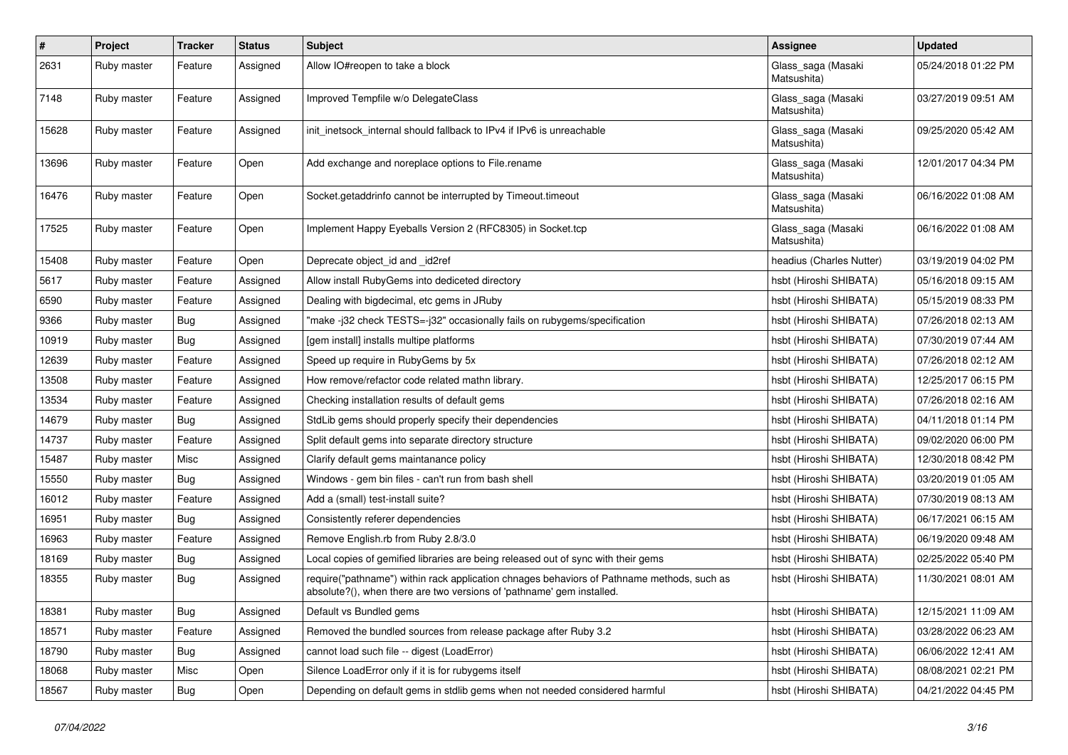| # | Project | Tracker | Status | Subject | Assignee | Updated |
|---|---|---|---|---|---|---|
| 2631 | Ruby master | Feature | Assigned | Allow IO#reopen to take a block | Glass_saga (Masaki Matsushita) | 05/24/2018 01:22 PM |
| 7148 | Ruby master | Feature | Assigned | Improved Tempfile w/o DelegateClass | Glass_saga (Masaki Matsushita) | 03/27/2019 09:51 AM |
| 15628 | Ruby master | Feature | Assigned | init_inetsock_internal should fallback to IPv4 if IPv6 is unreachable | Glass_saga (Masaki Matsushita) | 09/25/2020 05:42 AM |
| 13696 | Ruby master | Feature | Open | Add exchange and noreplace options to File.rename | Glass_saga (Masaki Matsushita) | 12/01/2017 04:34 PM |
| 16476 | Ruby master | Feature | Open | Socket.getaddrinfo cannot be interrupted by Timeout.timeout | Glass_saga (Masaki Matsushita) | 06/16/2022 01:08 AM |
| 17525 | Ruby master | Feature | Open | Implement Happy Eyeballs Version 2 (RFC8305) in Socket.tcp | Glass_saga (Masaki Matsushita) | 06/16/2022 01:08 AM |
| 15408 | Ruby master | Feature | Open | Deprecate object_id and _id2ref | headius (Charles Nutter) | 03/19/2019 04:02 PM |
| 5617 | Ruby master | Feature | Assigned | Allow install RubyGems into dediceted directory | hsbt (Hiroshi SHIBATA) | 05/16/2018 09:15 AM |
| 6590 | Ruby master | Feature | Assigned | Dealing with bigdecimal, etc gems in JRuby | hsbt (Hiroshi SHIBATA) | 05/15/2019 08:33 PM |
| 9366 | Ruby master | Bug | Assigned | "make -j32 check TESTS=-j32" occasionally fails on rubygems/specification | hsbt (Hiroshi SHIBATA) | 07/26/2018 02:13 AM |
| 10919 | Ruby master | Bug | Assigned | [gem install] installs multipe platforms | hsbt (Hiroshi SHIBATA) | 07/30/2019 07:44 AM |
| 12639 | Ruby master | Feature | Assigned | Speed up require in RubyGems by 5x | hsbt (Hiroshi SHIBATA) | 07/26/2018 02:12 AM |
| 13508 | Ruby master | Feature | Assigned | How remove/refactor code related mathn library. | hsbt (Hiroshi SHIBATA) | 12/25/2017 06:15 PM |
| 13534 | Ruby master | Feature | Assigned | Checking installation results of default gems | hsbt (Hiroshi SHIBATA) | 07/26/2018 02:16 AM |
| 14679 | Ruby master | Bug | Assigned | StdLib gems should properly specify their dependencies | hsbt (Hiroshi SHIBATA) | 04/11/2018 01:14 PM |
| 14737 | Ruby master | Feature | Assigned | Split default gems into separate directory structure | hsbt (Hiroshi SHIBATA) | 09/02/2020 06:00 PM |
| 15487 | Ruby master | Misc | Assigned | Clarify default gems maintanance policy | hsbt (Hiroshi SHIBATA) | 12/30/2018 08:42 PM |
| 15550 | Ruby master | Bug | Assigned | Windows - gem bin files - can't run from bash shell | hsbt (Hiroshi SHIBATA) | 03/20/2019 01:05 AM |
| 16012 | Ruby master | Feature | Assigned | Add a (small) test-install suite? | hsbt (Hiroshi SHIBATA) | 07/30/2019 08:13 AM |
| 16951 | Ruby master | Bug | Assigned | Consistently referer dependencies | hsbt (Hiroshi SHIBATA) | 06/17/2021 06:15 AM |
| 16963 | Ruby master | Feature | Assigned | Remove English.rb from Ruby 2.8/3.0 | hsbt (Hiroshi SHIBATA) | 06/19/2020 09:48 AM |
| 18169 | Ruby master | Bug | Assigned | Local copies of gemified libraries are being released out of sync with their gems | hsbt (Hiroshi SHIBATA) | 02/25/2022 05:40 PM |
| 18355 | Ruby master | Bug | Assigned | require("pathname") within rack application chnages behaviors of Pathname methods, such as absolute?(), when there are two versions of 'pathname' gem installed. | hsbt (Hiroshi SHIBATA) | 11/30/2021 08:01 AM |
| 18381 | Ruby master | Bug | Assigned | Default vs Bundled gems | hsbt (Hiroshi SHIBATA) | 12/15/2021 11:09 AM |
| 18571 | Ruby master | Feature | Assigned | Removed the bundled sources from release package after Ruby 3.2 | hsbt (Hiroshi SHIBATA) | 03/28/2022 06:23 AM |
| 18790 | Ruby master | Bug | Assigned | cannot load such file -- digest (LoadError) | hsbt (Hiroshi SHIBATA) | 06/06/2022 12:41 AM |
| 18068 | Ruby master | Misc | Open | Silence LoadError only if it is for rubygems itself | hsbt (Hiroshi SHIBATA) | 08/08/2021 02:21 PM |
| 18567 | Ruby master | Bug | Open | Depending on default gems in stdlib gems when not needed considered harmful | hsbt (Hiroshi SHIBATA) | 04/21/2022 04:45 PM |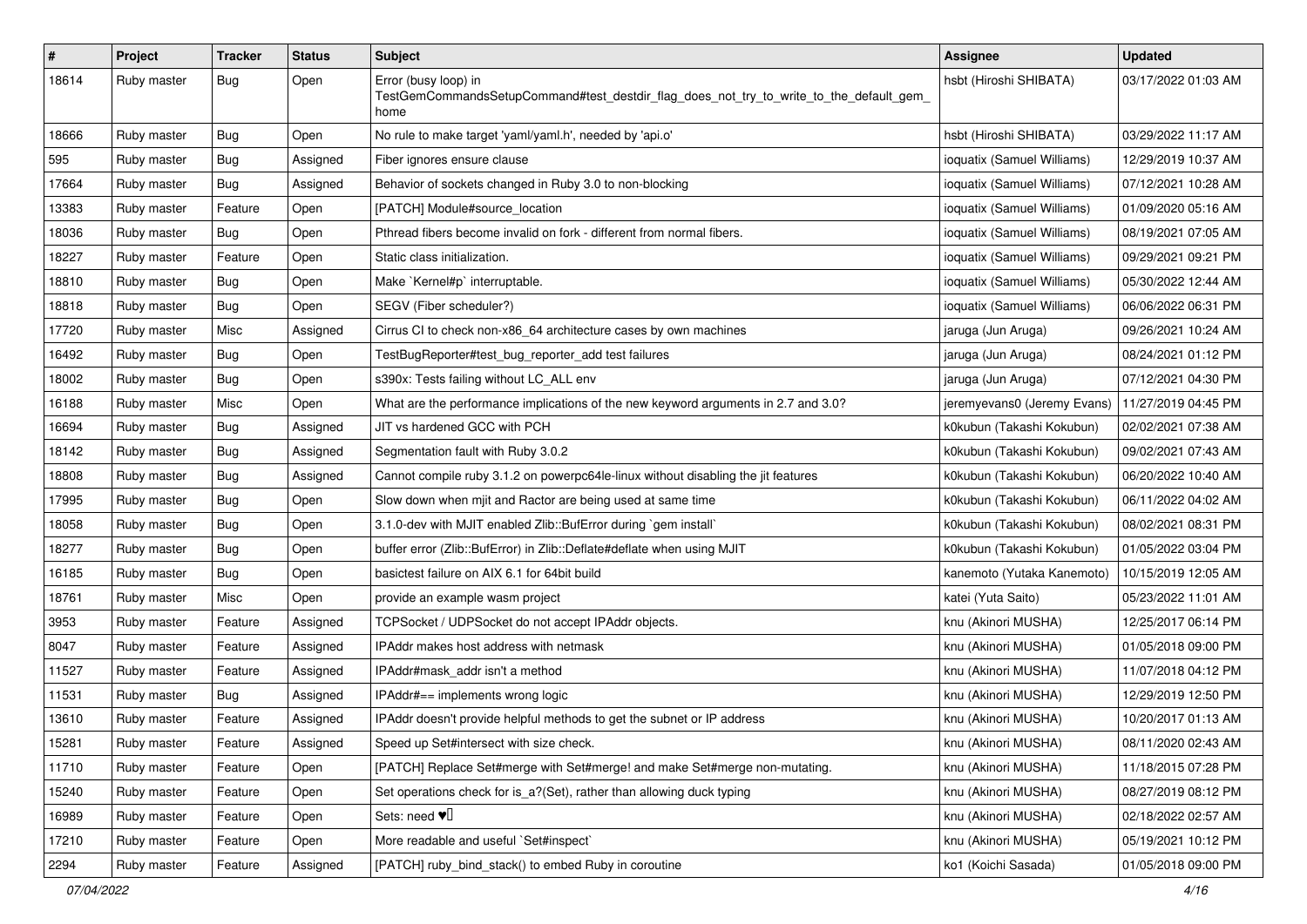| # | Project | Tracker | Status | Subject | Assignee | Updated |
|---|---|---|---|---|---|---|
| 18614 | Ruby master | Bug | Open | Error (busy loop) in TestGemCommandsSetupCommand#test_destdir_flag_does_not_try_to_write_to_the_default_gem_home | hsbt (Hiroshi SHIBATA) | 03/17/2022 01:03 AM |
| 18666 | Ruby master | Bug | Open | No rule to make target 'yaml/yaml.h', needed by 'api.o' | hsbt (Hiroshi SHIBATA) | 03/29/2022 11:17 AM |
| 595 | Ruby master | Bug | Assigned | Fiber ignores ensure clause | ioquatix (Samuel Williams) | 12/29/2019 10:37 AM |
| 17664 | Ruby master | Bug | Assigned | Behavior of sockets changed in Ruby 3.0 to non-blocking | ioquatix (Samuel Williams) | 07/12/2021 10:28 AM |
| 13383 | Ruby master | Feature | Open | [PATCH] Module#source_location | ioquatix (Samuel Williams) | 01/09/2020 05:16 AM |
| 18036 | Ruby master | Bug | Open | Pthread fibers become invalid on fork - different from normal fibers. | ioquatix (Samuel Williams) | 08/19/2021 07:05 AM |
| 18227 | Ruby master | Feature | Open | Static class initialization. | ioquatix (Samuel Williams) | 09/29/2021 09:21 PM |
| 18810 | Ruby master | Bug | Open | Make `Kernel#p` interruptable. | ioquatix (Samuel Williams) | 05/30/2022 12:44 AM |
| 18818 | Ruby master | Bug | Open | SEGV (Fiber scheduler?) | ioquatix (Samuel Williams) | 06/06/2022 06:31 PM |
| 17720 | Ruby master | Misc | Assigned | Cirrus CI to check non-x86_64 architecture cases by own machines | jaruga (Jun Aruga) | 09/26/2021 10:24 AM |
| 16492 | Ruby master | Bug | Open | TestBugReporter#test_bug_reporter_add test failures | jaruga (Jun Aruga) | 08/24/2021 01:12 PM |
| 18002 | Ruby master | Bug | Open | s390x: Tests failing without LC_ALL env | jaruga (Jun Aruga) | 07/12/2021 04:30 PM |
| 16188 | Ruby master | Misc | Open | What are the performance implications of the new keyword arguments in 2.7 and 3.0? | jeremyevans0 (Jeremy Evans) | 11/27/2019 04:45 PM |
| 16694 | Ruby master | Bug | Assigned | JIT vs hardened GCC with PCH | k0kubun (Takashi Kokubun) | 02/02/2021 07:38 AM |
| 18142 | Ruby master | Bug | Assigned | Segmentation fault with Ruby 3.0.2 | k0kubun (Takashi Kokubun) | 09/02/2021 07:43 AM |
| 18808 | Ruby master | Bug | Assigned | Cannot compile ruby 3.1.2 on powerpc64le-linux without disabling the jit features | k0kubun (Takashi Kokubun) | 06/20/2022 10:40 AM |
| 17995 | Ruby master | Bug | Open | Slow down when mjit and Ractor are being used at same time | k0kubun (Takashi Kokubun) | 06/11/2022 04:02 AM |
| 18058 | Ruby master | Bug | Open | 3.1.0-dev with MJIT enabled Zlib::BufError during `gem install` | k0kubun (Takashi Kokubun) | 08/02/2021 08:31 PM |
| 18277 | Ruby master | Bug | Open | buffer error (Zlib::BufError) in Zlib::Deflate#deflate when using MJIT | k0kubun (Takashi Kokubun) | 01/05/2022 03:04 PM |
| 16185 | Ruby master | Bug | Open | basictest failure on AIX 6.1 for 64bit build | kanemoto (Yutaka Kanemoto) | 10/15/2019 12:05 AM |
| 18761 | Ruby master | Misc | Open | provide an example wasm project | katei (Yuta Saito) | 05/23/2022 11:01 AM |
| 3953 | Ruby master | Feature | Assigned | TCPSocket / UDPSocket do not accept IPAddr objects. | knu (Akinori MUSHA) | 12/25/2017 06:14 PM |
| 8047 | Ruby master | Feature | Assigned | IPAddr makes host address with netmask | knu (Akinori MUSHA) | 01/05/2018 09:00 PM |
| 11527 | Ruby master | Feature | Assigned | IPAddr#mask_addr isn't a method | knu (Akinori MUSHA) | 11/07/2018 04:12 PM |
| 11531 | Ruby master | Bug | Assigned | IPAddr#== implements wrong logic | knu (Akinori MUSHA) | 12/29/2019 12:50 PM |
| 13610 | Ruby master | Feature | Assigned | IPAddr doesn't provide helpful methods to get the subnet or IP address | knu (Akinori MUSHA) | 10/20/2017 01:13 AM |
| 15281 | Ruby master | Feature | Assigned | Speed up Set#intersect with size check. | knu (Akinori MUSHA) | 08/11/2020 02:43 AM |
| 11710 | Ruby master | Feature | Open | [PATCH] Replace Set#merge with Set#merge! and make Set#merge non-mutating. | knu (Akinori MUSHA) | 11/18/2015 07:28 PM |
| 15240 | Ruby master | Feature | Open | Set operations check for is_a?(Set), rather than allowing duck typing | knu (Akinori MUSHA) | 08/27/2019 08:12 PM |
| 16989 | Ruby master | Feature | Open | Sets: need ♥️ | knu (Akinori MUSHA) | 02/18/2022 02:57 AM |
| 17210 | Ruby master | Feature | Open | More readable and useful `Set#inspect` | knu (Akinori MUSHA) | 05/19/2021 10:12 PM |
| 2294 | Ruby master | Feature | Assigned | [PATCH] ruby_bind_stack() to embed Ruby in coroutine | ko1 (Koichi Sasada) | 01/05/2018 09:00 PM |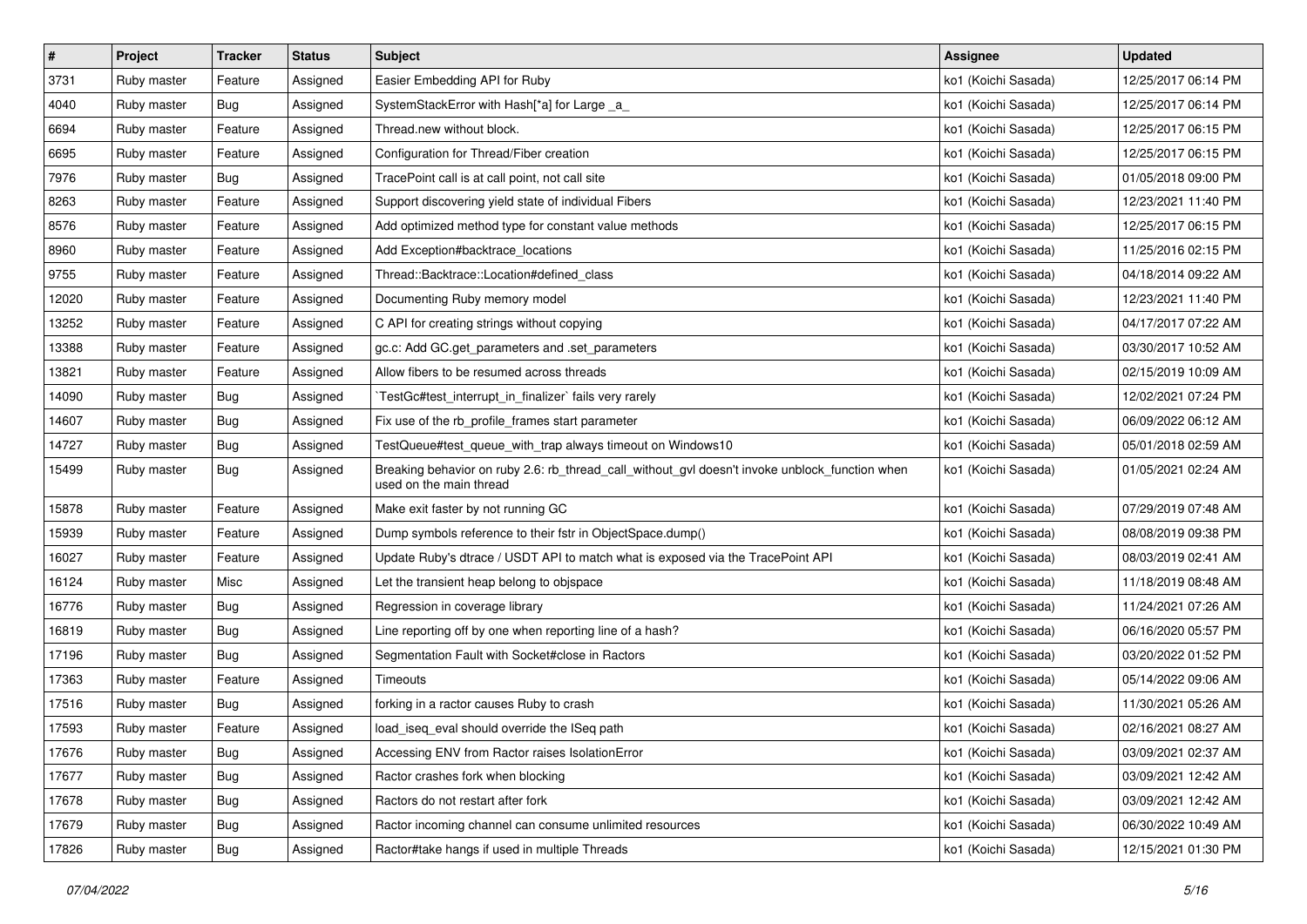| # | Project | Tracker | Status | Subject | Assignee | Updated |
|---|---|---|---|---|---|---|
| 3731 | Ruby master | Feature | Assigned | Easier Embedding API for Ruby | ko1 (Koichi Sasada) | 12/25/2017 06:14 PM |
| 4040 | Ruby master | Bug | Assigned | SystemStackError with Hash[*a] for Large _a_ | ko1 (Koichi Sasada) | 12/25/2017 06:14 PM |
| 6694 | Ruby master | Feature | Assigned | Thread.new without block. | ko1 (Koichi Sasada) | 12/25/2017 06:15 PM |
| 6695 | Ruby master | Feature | Assigned | Configuration for Thread/Fiber creation | ko1 (Koichi Sasada) | 12/25/2017 06:15 PM |
| 7976 | Ruby master | Bug | Assigned | TracePoint call is at call point, not call site | ko1 (Koichi Sasada) | 01/05/2018 09:00 PM |
| 8263 | Ruby master | Feature | Assigned | Support discovering yield state of individual Fibers | ko1 (Koichi Sasada) | 12/23/2021 11:40 PM |
| 8576 | Ruby master | Feature | Assigned | Add optimized method type for constant value methods | ko1 (Koichi Sasada) | 12/25/2017 06:15 PM |
| 8960 | Ruby master | Feature | Assigned | Add Exception#backtrace_locations | ko1 (Koichi Sasada) | 11/25/2016 02:15 PM |
| 9755 | Ruby master | Feature | Assigned | Thread::Backtrace::Location#defined_class | ko1 (Koichi Sasada) | 04/18/2014 09:22 AM |
| 12020 | Ruby master | Feature | Assigned | Documenting Ruby memory model | ko1 (Koichi Sasada) | 12/23/2021 11:40 PM |
| 13252 | Ruby master | Feature | Assigned | C API for creating strings without copying | ko1 (Koichi Sasada) | 04/17/2017 07:22 AM |
| 13388 | Ruby master | Feature | Assigned | gc.c: Add GC.get_parameters and .set_parameters | ko1 (Koichi Sasada) | 03/30/2017 10:52 AM |
| 13821 | Ruby master | Feature | Assigned | Allow fibers to be resumed across threads | ko1 (Koichi Sasada) | 02/15/2019 10:09 AM |
| 14090 | Ruby master | Bug | Assigned | `TestGc#test_interrupt_in_finalizer` fails very rarely | ko1 (Koichi Sasada) | 12/02/2021 07:24 PM |
| 14607 | Ruby master | Bug | Assigned | Fix use of the rb_profile_frames start parameter | ko1 (Koichi Sasada) | 06/09/2022 06:12 AM |
| 14727 | Ruby master | Bug | Assigned | TestQueue#test_queue_with_trap always timeout on Windows10 | ko1 (Koichi Sasada) | 05/01/2018 02:59 AM |
| 15499 | Ruby master | Bug | Assigned | Breaking behavior on ruby 2.6: rb_thread_call_without_gvl doesn't invoke unblock_function when used on the main thread | ko1 (Koichi Sasada) | 01/05/2021 02:24 AM |
| 15878 | Ruby master | Feature | Assigned | Make exit faster by not running GC | ko1 (Koichi Sasada) | 07/29/2019 07:48 AM |
| 15939 | Ruby master | Feature | Assigned | Dump symbols reference to their fstr in ObjectSpace.dump() | ko1 (Koichi Sasada) | 08/08/2019 09:38 PM |
| 16027 | Ruby master | Feature | Assigned | Update Ruby's dtrace / USDT API to match what is exposed via the TracePoint API | ko1 (Koichi Sasada) | 08/03/2019 02:41 AM |
| 16124 | Ruby master | Misc | Assigned | Let the transient heap belong to objspace | ko1 (Koichi Sasada) | 11/18/2019 08:48 AM |
| 16776 | Ruby master | Bug | Assigned | Regression in coverage library | ko1 (Koichi Sasada) | 11/24/2021 07:26 AM |
| 16819 | Ruby master | Bug | Assigned | Line reporting off by one when reporting line of a hash? | ko1 (Koichi Sasada) | 06/16/2020 05:57 PM |
| 17196 | Ruby master | Bug | Assigned | Segmentation Fault with Socket#close in Ractors | ko1 (Koichi Sasada) | 03/20/2022 01:52 PM |
| 17363 | Ruby master | Feature | Assigned | Timeouts | ko1 (Koichi Sasada) | 05/14/2022 09:06 AM |
| 17516 | Ruby master | Bug | Assigned | forking in a ractor causes Ruby to crash | ko1 (Koichi Sasada) | 11/30/2021 05:26 AM |
| 17593 | Ruby master | Feature | Assigned | load_iseq_eval should override the ISeq path | ko1 (Koichi Sasada) | 02/16/2021 08:27 AM |
| 17676 | Ruby master | Bug | Assigned | Accessing ENV from Ractor raises IsolationError | ko1 (Koichi Sasada) | 03/09/2021 02:37 AM |
| 17677 | Ruby master | Bug | Assigned | Ractor crashes fork when blocking | ko1 (Koichi Sasada) | 03/09/2021 12:42 AM |
| 17678 | Ruby master | Bug | Assigned | Ractors do not restart after fork | ko1 (Koichi Sasada) | 03/09/2021 12:42 AM |
| 17679 | Ruby master | Bug | Assigned | Ractor incoming channel can consume unlimited resources | ko1 (Koichi Sasada) | 06/30/2022 10:49 AM |
| 17826 | Ruby master | Bug | Assigned | Ractor#take hangs if used in multiple Threads | ko1 (Koichi Sasada) | 12/15/2021 01:30 PM |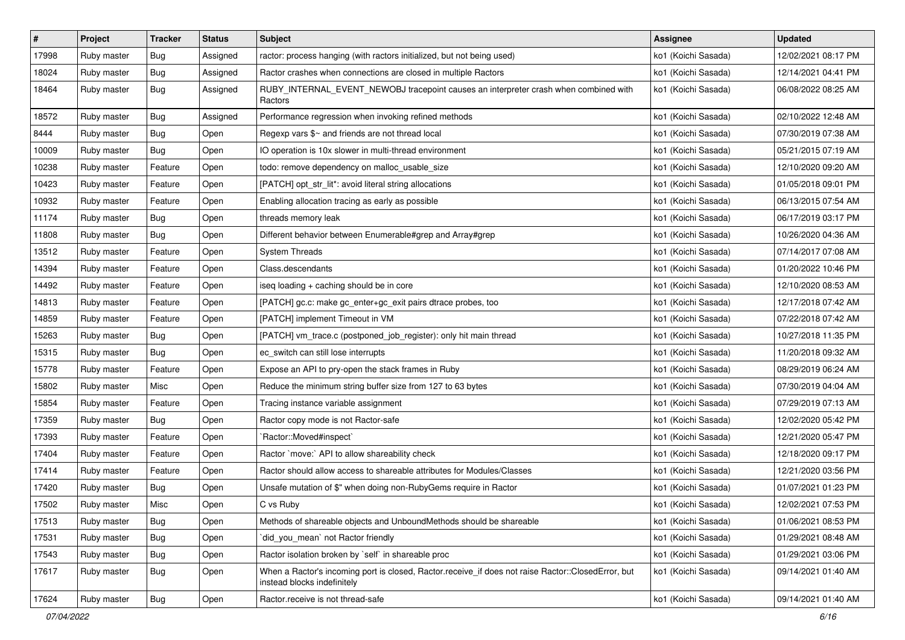| # | Project | Tracker | Status | Subject | Assignee | Updated |
|---|---|---|---|---|---|---|
| 17998 | Ruby master | Bug | Assigned | ractor: process hanging (with ractors initialized, but not being used) | ko1 (Koichi Sasada) | 12/02/2021 08:17 PM |
| 18024 | Ruby master | Bug | Assigned | Ractor crashes when connections are closed in multiple Ractors | ko1 (Koichi Sasada) | 12/14/2021 04:41 PM |
| 18464 | Ruby master | Bug | Assigned | RUBY_INTERNAL_EVENT_NEWOBJ tracepoint causes an interpreter crash when combined with Ractors | ko1 (Koichi Sasada) | 06/08/2022 08:25 AM |
| 18572 | Ruby master | Bug | Assigned | Performance regression when invoking refined methods | ko1 (Koichi Sasada) | 02/10/2022 12:48 AM |
| 8444 | Ruby master | Bug | Open | Regexp vars $~ and friends are not thread local | ko1 (Koichi Sasada) | 07/30/2019 07:38 AM |
| 10009 | Ruby master | Bug | Open | IO operation is 10x slower in multi-thread environment | ko1 (Koichi Sasada) | 05/21/2015 07:19 AM |
| 10238 | Ruby master | Feature | Open | todo: remove dependency on malloc_usable_size | ko1 (Koichi Sasada) | 12/10/2020 09:20 AM |
| 10423 | Ruby master | Feature | Open | [PATCH] opt_str_lit*: avoid literal string allocations | ko1 (Koichi Sasada) | 01/05/2018 09:01 PM |
| 10932 | Ruby master | Feature | Open | Enabling allocation tracing as early as possible | ko1 (Koichi Sasada) | 06/13/2015 07:54 AM |
| 11174 | Ruby master | Bug | Open | threads memory leak | ko1 (Koichi Sasada) | 06/17/2019 03:17 PM |
| 11808 | Ruby master | Bug | Open | Different behavior between Enumerable#grep and Array#grep | ko1 (Koichi Sasada) | 10/26/2020 04:36 AM |
| 13512 | Ruby master | Feature | Open | System Threads | ko1 (Koichi Sasada) | 07/14/2017 07:08 AM |
| 14394 | Ruby master | Feature | Open | Class.descendants | ko1 (Koichi Sasada) | 01/20/2022 10:46 PM |
| 14492 | Ruby master | Feature | Open | iseq loading + caching should be in core | ko1 (Koichi Sasada) | 12/10/2020 08:53 AM |
| 14813 | Ruby master | Feature | Open | [PATCH] gc.c: make gc_enter+gc_exit pairs dtrace probes, too | ko1 (Koichi Sasada) | 12/17/2018 07:42 AM |
| 14859 | Ruby master | Feature | Open | [PATCH] implement Timeout in VM | ko1 (Koichi Sasada) | 07/22/2018 07:42 AM |
| 15263 | Ruby master | Bug | Open | [PATCH] vm_trace.c (postponed_job_register): only hit main thread | ko1 (Koichi Sasada) | 10/27/2018 11:35 PM |
| 15315 | Ruby master | Bug | Open | ec_switch can still lose interrupts | ko1 (Koichi Sasada) | 11/20/2018 09:32 AM |
| 15778 | Ruby master | Feature | Open | Expose an API to pry-open the stack frames in Ruby | ko1 (Koichi Sasada) | 08/29/2019 06:24 AM |
| 15802 | Ruby master | Misc | Open | Reduce the minimum string buffer size from 127 to 63 bytes | ko1 (Koichi Sasada) | 07/30/2019 04:04 AM |
| 15854 | Ruby master | Feature | Open | Tracing instance variable assignment | ko1 (Koichi Sasada) | 07/29/2019 07:13 AM |
| 17359 | Ruby master | Bug | Open | Ractor copy mode is not Ractor-safe | ko1 (Koichi Sasada) | 12/02/2020 05:42 PM |
| 17393 | Ruby master | Feature | Open | `Ractor::Moved#inspect` | ko1 (Koichi Sasada) | 12/21/2020 05:47 PM |
| 17404 | Ruby master | Feature | Open | Ractor `move:` API to allow shareability check | ko1 (Koichi Sasada) | 12/18/2020 09:17 PM |
| 17414 | Ruby master | Feature | Open | Ractor should allow access to shareable attributes for Modules/Classes | ko1 (Koichi Sasada) | 12/21/2020 03:56 PM |
| 17420 | Ruby master | Bug | Open | Unsafe mutation of $" when doing non-RubyGems require in Ractor | ko1 (Koichi Sasada) | 01/07/2021 01:23 PM |
| 17502 | Ruby master | Misc | Open | C vs Ruby | ko1 (Koichi Sasada) | 12/02/2021 07:53 PM |
| 17513 | Ruby master | Bug | Open | Methods of shareable objects and UnboundMethods should be shareable | ko1 (Koichi Sasada) | 01/06/2021 08:53 PM |
| 17531 | Ruby master | Bug | Open | `did_you_mean` not Ractor friendly | ko1 (Koichi Sasada) | 01/29/2021 08:48 AM |
| 17543 | Ruby master | Bug | Open | Ractor isolation broken by `self` in shareable proc | ko1 (Koichi Sasada) | 01/29/2021 03:06 PM |
| 17617 | Ruby master | Bug | Open | When a Ractor's incoming port is closed, Ractor.receive_if does not raise Ractor::ClosedError, but instead blocks indefinitely | ko1 (Koichi Sasada) | 09/14/2021 01:40 AM |
| 17624 | Ruby master | Bug | Open | Ractor.receive is not thread-safe | ko1 (Koichi Sasada) | 09/14/2021 01:40 AM |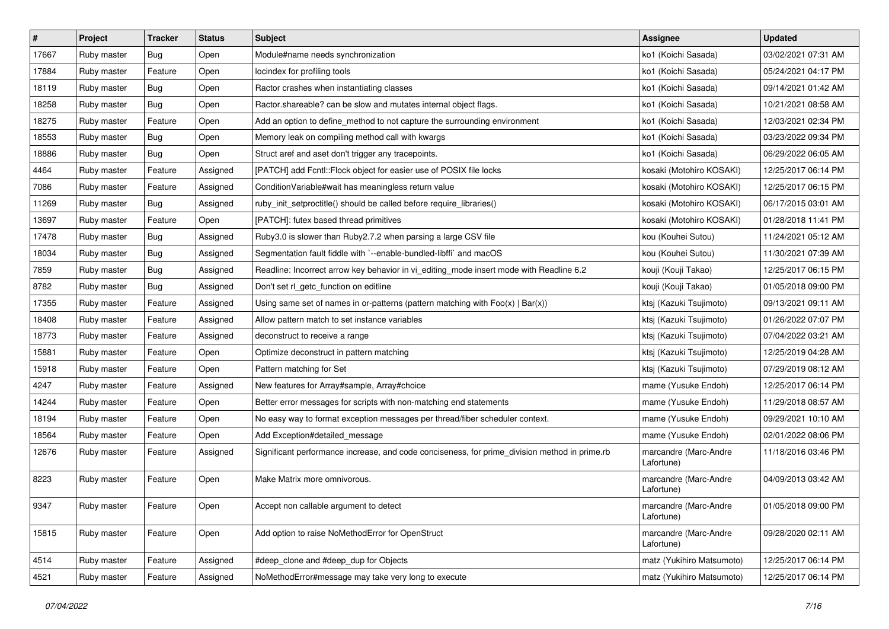| # | Project | Tracker | Status | Subject | Assignee | Updated |
|---|---|---|---|---|---|---|
| 17667 | Ruby master | Bug | Open | Module#name needs synchronization | ko1 (Koichi Sasada) | 03/02/2021 07:31 AM |
| 17884 | Ruby master | Feature | Open | locindex for profiling tools | ko1 (Koichi Sasada) | 05/24/2021 04:17 PM |
| 18119 | Ruby master | Bug | Open | Ractor crashes when instantiating classes | ko1 (Koichi Sasada) | 09/14/2021 01:42 AM |
| 18258 | Ruby master | Bug | Open | Ractor.shareable? can be slow and mutates internal object flags. | ko1 (Koichi Sasada) | 10/21/2021 08:58 AM |
| 18275 | Ruby master | Feature | Open | Add an option to define_method to not capture the surrounding environment | ko1 (Koichi Sasada) | 12/03/2021 02:34 PM |
| 18553 | Ruby master | Bug | Open | Memory leak on compiling method call with kwargs | ko1 (Koichi Sasada) | 03/23/2022 09:34 PM |
| 18886 | Ruby master | Bug | Open | Struct aref and aset don't trigger any tracepoints. | ko1 (Koichi Sasada) | 06/29/2022 06:05 AM |
| 4464 | Ruby master | Feature | Assigned | [PATCH] add Fcntl::Flock object for easier use of POSIX file locks | kosaki (Motohiro KOSAKI) | 12/25/2017 06:14 PM |
| 7086 | Ruby master | Feature | Assigned | ConditionVariable#wait has meaningless return value | kosaki (Motohiro KOSAKI) | 12/25/2017 06:15 PM |
| 11269 | Ruby master | Bug | Assigned | ruby_init_setproctitle() should be called before require_libraries() | kosaki (Motohiro KOSAKI) | 06/17/2015 03:01 AM |
| 13697 | Ruby master | Feature | Open | [PATCH]: futex based thread primitives | kosaki (Motohiro KOSAKI) | 01/28/2018 11:41 PM |
| 17478 | Ruby master | Bug | Assigned | Ruby3.0 is slower than Ruby2.7.2 when parsing a large CSV file | kou (Kouhei Sutou) | 11/24/2021 05:12 AM |
| 18034 | Ruby master | Bug | Assigned | Segmentation fault fiddle with `--enable-bundled-libffi` and macOS | kou (Kouhei Sutou) | 11/30/2021 07:39 AM |
| 7859 | Ruby master | Bug | Assigned | Readline: Incorrect arrow key behavior in vi_editing_mode insert mode with Readline 6.2 | kouji (Kouji Takao) | 12/25/2017 06:15 PM |
| 8782 | Ruby master | Bug | Assigned | Don't set rl_getc_function on editline | kouji (Kouji Takao) | 01/05/2018 09:00 PM |
| 17355 | Ruby master | Feature | Assigned | Using same set of names in or-patterns (pattern matching with Foo(x) \| Bar(x)) | ktsj (Kazuki Tsujimoto) | 09/13/2021 09:11 AM |
| 18408 | Ruby master | Feature | Assigned | Allow pattern match to set instance variables | ktsj (Kazuki Tsujimoto) | 01/26/2022 07:07 PM |
| 18773 | Ruby master | Feature | Assigned | deconstruct to receive a range | ktsj (Kazuki Tsujimoto) | 07/04/2022 03:21 AM |
| 15881 | Ruby master | Feature | Open | Optimize deconstruct in pattern matching | ktsj (Kazuki Tsujimoto) | 12/25/2019 04:28 AM |
| 15918 | Ruby master | Feature | Open | Pattern matching for Set | ktsj (Kazuki Tsujimoto) | 07/29/2019 08:12 AM |
| 4247 | Ruby master | Feature | Assigned | New features for Array#sample, Array#choice | mame (Yusuke Endoh) | 12/25/2017 06:14 PM |
| 14244 | Ruby master | Feature | Open | Better error messages for scripts with non-matching end statements | mame (Yusuke Endoh) | 11/29/2018 08:57 AM |
| 18194 | Ruby master | Feature | Open | No easy way to format exception messages per thread/fiber scheduler context. | mame (Yusuke Endoh) | 09/29/2021 10:10 AM |
| 18564 | Ruby master | Feature | Open | Add Exception#detailed_message | mame (Yusuke Endoh) | 02/01/2022 08:06 PM |
| 12676 | Ruby master | Feature | Assigned | Significant performance increase, and code conciseness, for prime_division method in prime.rb | marcandre (Marc-Andre Lafortune) | 11/18/2016 03:46 PM |
| 8223 | Ruby master | Feature | Open | Make Matrix more omnivorous. | marcandre (Marc-Andre Lafortune) | 04/09/2013 03:42 AM |
| 9347 | Ruby master | Feature | Open | Accept non callable argument to detect | marcandre (Marc-Andre Lafortune) | 01/05/2018 09:00 PM |
| 15815 | Ruby master | Feature | Open | Add option to raise NoMethodError for OpenStruct | marcandre (Marc-Andre Lafortune) | 09/28/2020 02:11 AM |
| 4514 | Ruby master | Feature | Assigned | #deep_clone and #deep_dup for Objects | matz (Yukihiro Matsumoto) | 12/25/2017 06:14 PM |
| 4521 | Ruby master | Feature | Assigned | NoMethodError#message may take very long to execute | matz (Yukihiro Matsumoto) | 12/25/2017 06:14 PM |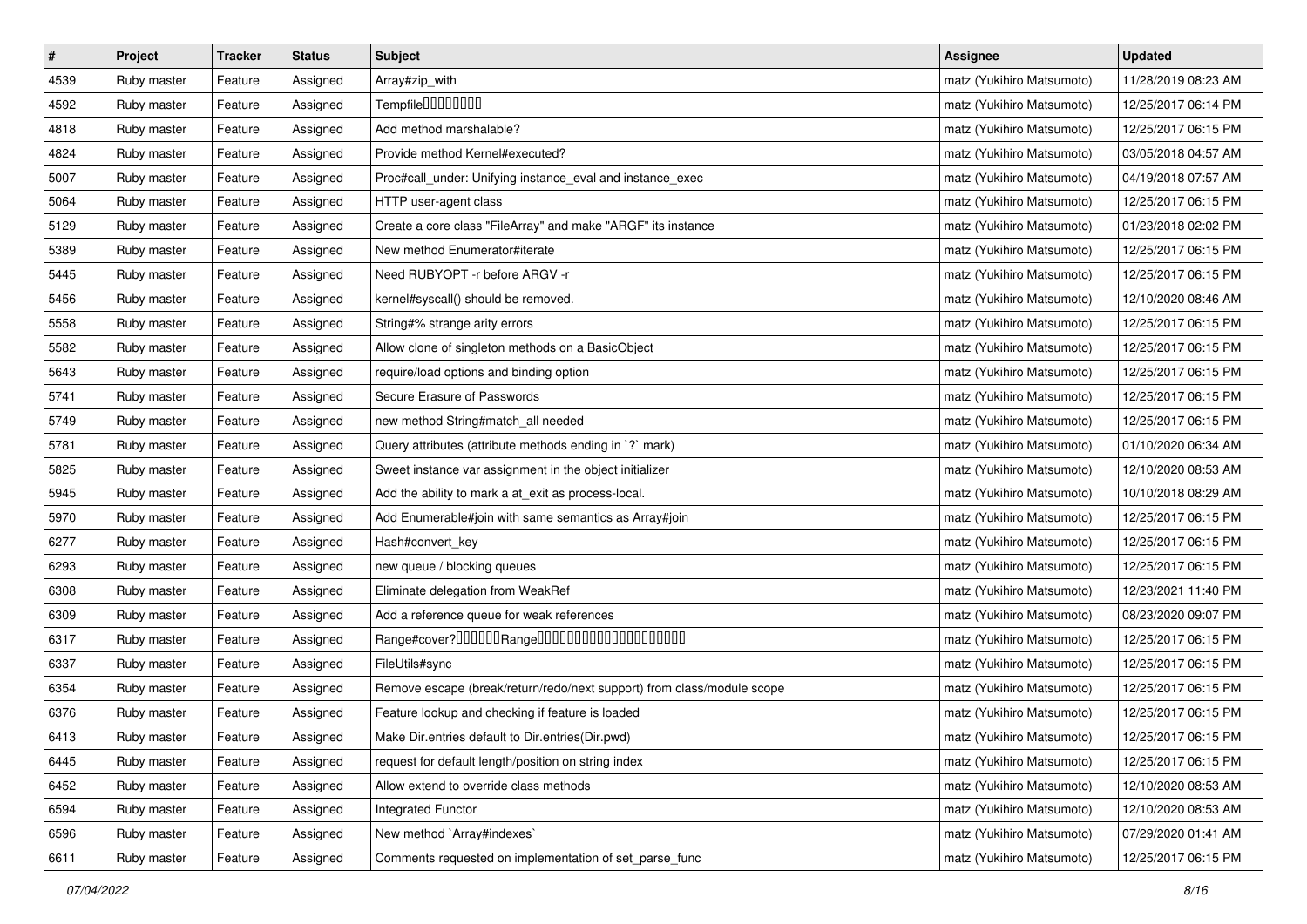| # | Project | Tracker | Status | Subject | Assignee | Updated |
|---|---|---|---|---|---|---|
| 4539 | Ruby master | Feature | Assigned | Array#zip_with | matz (Yukihiro Matsumoto) | 11/28/2019 08:23 AM |
| 4592 | Ruby master | Feature | Assigned | Tempfile□□□□□□□□ | matz (Yukihiro Matsumoto) | 12/25/2017 06:14 PM |
| 4818 | Ruby master | Feature | Assigned | Add method marshalable? | matz (Yukihiro Matsumoto) | 12/25/2017 06:15 PM |
| 4824 | Ruby master | Feature | Assigned | Provide method Kernel#executed? | matz (Yukihiro Matsumoto) | 03/05/2018 04:57 AM |
| 5007 | Ruby master | Feature | Assigned | Proc#call_under: Unifying instance_eval and instance_exec | matz (Yukihiro Matsumoto) | 04/19/2018 07:57 AM |
| 5064 | Ruby master | Feature | Assigned | HTTP user-agent class | matz (Yukihiro Matsumoto) | 12/25/2017 06:15 PM |
| 5129 | Ruby master | Feature | Assigned | Create a core class "FileArray" and make "ARGF" its instance | matz (Yukihiro Matsumoto) | 01/23/2018 02:02 PM |
| 5389 | Ruby master | Feature | Assigned | New method Enumerator#iterate | matz (Yukihiro Matsumoto) | 12/25/2017 06:15 PM |
| 5445 | Ruby master | Feature | Assigned | Need RUBYOPT -r before ARGV -r | matz (Yukihiro Matsumoto) | 12/25/2017 06:15 PM |
| 5456 | Ruby master | Feature | Assigned | kernel#syscall() should be removed. | matz (Yukihiro Matsumoto) | 12/10/2020 08:46 AM |
| 5558 | Ruby master | Feature | Assigned | String#% strange arity errors | matz (Yukihiro Matsumoto) | 12/25/2017 06:15 PM |
| 5582 | Ruby master | Feature | Assigned | Allow clone of singleton methods on a BasicObject | matz (Yukihiro Matsumoto) | 12/25/2017 06:15 PM |
| 5643 | Ruby master | Feature | Assigned | require/load options and binding option | matz (Yukihiro Matsumoto) | 12/25/2017 06:15 PM |
| 5741 | Ruby master | Feature | Assigned | Secure Erasure of Passwords | matz (Yukihiro Matsumoto) | 12/25/2017 06:15 PM |
| 5749 | Ruby master | Feature | Assigned | new method String#match_all needed | matz (Yukihiro Matsumoto) | 12/25/2017 06:15 PM |
| 5781 | Ruby master | Feature | Assigned | Query attributes (attribute methods ending in `?` mark) | matz (Yukihiro Matsumoto) | 01/10/2020 06:34 AM |
| 5825 | Ruby master | Feature | Assigned | Sweet instance var assignment in the object initializer | matz (Yukihiro Matsumoto) | 12/10/2020 08:53 AM |
| 5945 | Ruby master | Feature | Assigned | Add the ability to mark a at_exit as process-local. | matz (Yukihiro Matsumoto) | 10/10/2018 08:29 AM |
| 5970 | Ruby master | Feature | Assigned | Add Enumerable#join with same semantics as Array#join | matz (Yukihiro Matsumoto) | 12/25/2017 06:15 PM |
| 6277 | Ruby master | Feature | Assigned | Hash#convert_key | matz (Yukihiro Matsumoto) | 12/25/2017 06:15 PM |
| 6293 | Ruby master | Feature | Assigned | new queue / blocking queues | matz (Yukihiro Matsumoto) | 12/25/2017 06:15 PM |
| 6308 | Ruby master | Feature | Assigned | Eliminate delegation from WeakRef | matz (Yukihiro Matsumoto) | 12/23/2021 11:40 PM |
| 6309 | Ruby master | Feature | Assigned | Add a reference queue for weak references | matz (Yukihiro Matsumoto) | 08/23/2020 09:07 PM |
| 6317 | Ruby master | Feature | Assigned | Range#cover?□□□□□□Range□□□□□□□□□□□□□□□□□□□□ | matz (Yukihiro Matsumoto) | 12/25/2017 06:15 PM |
| 6337 | Ruby master | Feature | Assigned | FileUtils#sync | matz (Yukihiro Matsumoto) | 12/25/2017 06:15 PM |
| 6354 | Ruby master | Feature | Assigned | Remove escape (break/return/redo/next support) from class/module scope | matz (Yukihiro Matsumoto) | 12/25/2017 06:15 PM |
| 6376 | Ruby master | Feature | Assigned | Feature lookup and checking if feature is loaded | matz (Yukihiro Matsumoto) | 12/25/2017 06:15 PM |
| 6413 | Ruby master | Feature | Assigned | Make Dir.entries default to Dir.entries(Dir.pwd) | matz (Yukihiro Matsumoto) | 12/25/2017 06:15 PM |
| 6445 | Ruby master | Feature | Assigned | request for default length/position on string index | matz (Yukihiro Matsumoto) | 12/25/2017 06:15 PM |
| 6452 | Ruby master | Feature | Assigned | Allow extend to override class methods | matz (Yukihiro Matsumoto) | 12/10/2020 08:53 AM |
| 6594 | Ruby master | Feature | Assigned | Integrated Functor | matz (Yukihiro Matsumoto) | 12/10/2020 08:53 AM |
| 6596 | Ruby master | Feature | Assigned | New method `Array#indexes` | matz (Yukihiro Matsumoto) | 07/29/2020 01:41 AM |
| 6611 | Ruby master | Feature | Assigned | Comments requested on implementation of set_parse_func | matz (Yukihiro Matsumoto) | 12/25/2017 06:15 PM |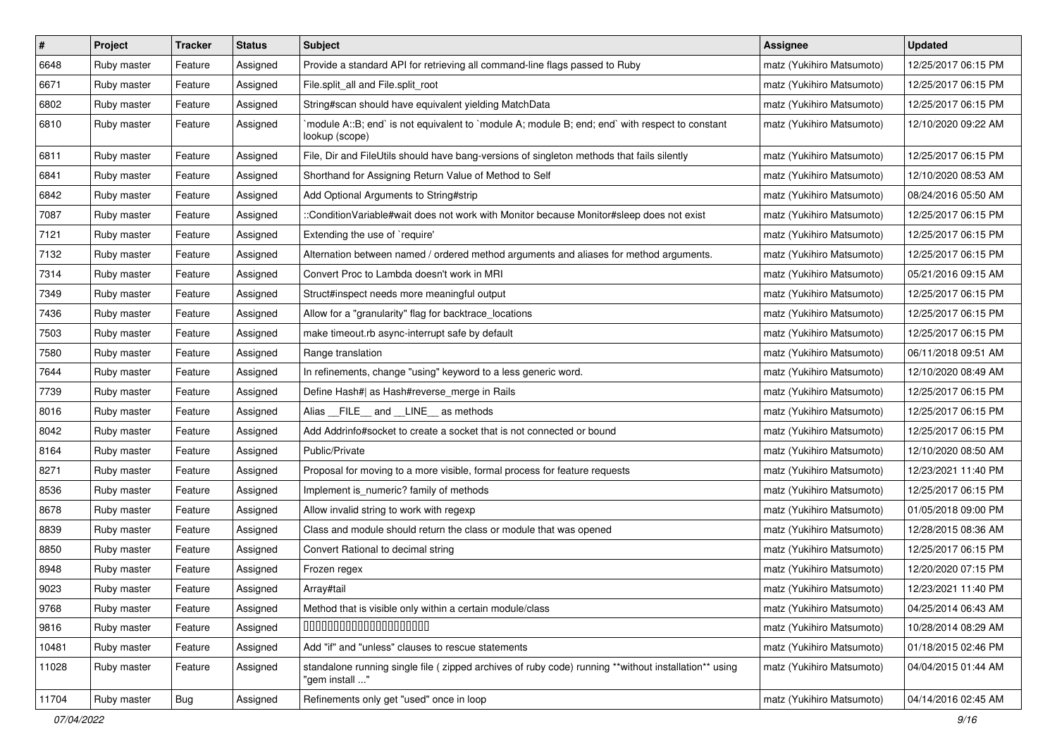| # | Project | Tracker | Status | Subject | Assignee | Updated |
|---|---|---|---|---|---|---|
| 6648 | Ruby master | Feature | Assigned | Provide a standard API for retrieving all command-line flags passed to Ruby | matz (Yukihiro Matsumoto) | 12/25/2017 06:15 PM |
| 6671 | Ruby master | Feature | Assigned | File.split_all and File.split_root | matz (Yukihiro Matsumoto) | 12/25/2017 06:15 PM |
| 6802 | Ruby master | Feature | Assigned | String#scan should have equivalent yielding MatchData | matz (Yukihiro Matsumoto) | 12/25/2017 06:15 PM |
| 6810 | Ruby master | Feature | Assigned | `module A::B; end` is not equivalent to `module A; module B; end; end` with respect to constant lookup (scope) | matz (Yukihiro Matsumoto) | 12/10/2020 09:22 AM |
| 6811 | Ruby master | Feature | Assigned | File, Dir and FileUtils should have bang-versions of singleton methods that fails silently | matz (Yukihiro Matsumoto) | 12/25/2017 06:15 PM |
| 6841 | Ruby master | Feature | Assigned | Shorthand for Assigning Return Value of Method to Self | matz (Yukihiro Matsumoto) | 12/10/2020 08:53 AM |
| 6842 | Ruby master | Feature | Assigned | Add Optional Arguments to String#strip | matz (Yukihiro Matsumoto) | 08/24/2016 05:50 AM |
| 7087 | Ruby master | Feature | Assigned | ::ConditionVariable#wait does not work with Monitor because Monitor#sleep does not exist | matz (Yukihiro Matsumoto) | 12/25/2017 06:15 PM |
| 7121 | Ruby master | Feature | Assigned | Extending the use of `require' | matz (Yukihiro Matsumoto) | 12/25/2017 06:15 PM |
| 7132 | Ruby master | Feature | Assigned | Alternation between named / ordered method arguments and aliases for method arguments. | matz (Yukihiro Matsumoto) | 12/25/2017 06:15 PM |
| 7314 | Ruby master | Feature | Assigned | Convert Proc to Lambda doesn't work in MRI | matz (Yukihiro Matsumoto) | 05/21/2016 09:15 AM |
| 7349 | Ruby master | Feature | Assigned | Struct#inspect needs more meaningful output | matz (Yukihiro Matsumoto) | 12/25/2017 06:15 PM |
| 7436 | Ruby master | Feature | Assigned | Allow for a "granularity" flag for backtrace_locations | matz (Yukihiro Matsumoto) | 12/25/2017 06:15 PM |
| 7503 | Ruby master | Feature | Assigned | make timeout.rb async-interrupt safe by default | matz (Yukihiro Matsumoto) | 12/25/2017 06:15 PM |
| 7580 | Ruby master | Feature | Assigned | Range translation | matz (Yukihiro Matsumoto) | 06/11/2018 09:51 AM |
| 7644 | Ruby master | Feature | Assigned | In refinements, change "using" keyword to a less generic word. | matz (Yukihiro Matsumoto) | 12/10/2020 08:49 AM |
| 7739 | Ruby master | Feature | Assigned | Define Hash#\| as Hash#reverse_merge in Rails | matz (Yukihiro Matsumoto) | 12/25/2017 06:15 PM |
| 8016 | Ruby master | Feature | Assigned | Alias __FILE__ and __LINE__ as methods | matz (Yukihiro Matsumoto) | 12/25/2017 06:15 PM |
| 8042 | Ruby master | Feature | Assigned | Add Addrinfo#socket to create a socket that is not connected or bound | matz (Yukihiro Matsumoto) | 12/25/2017 06:15 PM |
| 8164 | Ruby master | Feature | Assigned | Public/Private | matz (Yukihiro Matsumoto) | 12/10/2020 08:50 AM |
| 8271 | Ruby master | Feature | Assigned | Proposal for moving to a more visible, formal process for feature requests | matz (Yukihiro Matsumoto) | 12/23/2021 11:40 PM |
| 8536 | Ruby master | Feature | Assigned | Implement is_numeric? family of methods | matz (Yukihiro Matsumoto) | 12/25/2017 06:15 PM |
| 8678 | Ruby master | Feature | Assigned | Allow invalid string to work with regexp | matz (Yukihiro Matsumoto) | 01/05/2018 09:00 PM |
| 8839 | Ruby master | Feature | Assigned | Class and module should return the class or module that was opened | matz (Yukihiro Matsumoto) | 12/28/2015 08:36 AM |
| 8850 | Ruby master | Feature | Assigned | Convert Rational to decimal string | matz (Yukihiro Matsumoto) | 12/25/2017 06:15 PM |
| 8948 | Ruby master | Feature | Assigned | Frozen regex | matz (Yukihiro Matsumoto) | 12/20/2020 07:15 PM |
| 9023 | Ruby master | Feature | Assigned | Array#tail | matz (Yukihiro Matsumoto) | 12/23/2021 11:40 PM |
| 9768 | Ruby master | Feature | Assigned | Method that is visible only within a certain module/class | matz (Yukihiro Matsumoto) | 04/25/2014 06:43 AM |
| 9816 | Ruby master | Feature | Assigned | □□□□□□□□□□□□□□□□□□□□□□ | matz (Yukihiro Matsumoto) | 10/28/2014 08:29 AM |
| 10481 | Ruby master | Feature | Assigned | Add "if" and "unless" clauses to rescue statements | matz (Yukihiro Matsumoto) | 01/18/2015 02:46 PM |
| 11028 | Ruby master | Feature | Assigned | standalone running single file ( zipped archives of ruby code) running **without installation** using "gem install ..." | matz (Yukihiro Matsumoto) | 04/04/2015 01:44 AM |
| 11704 | Ruby master | Bug | Assigned | Refinements only get "used" once in loop | matz (Yukihiro Matsumoto) | 04/14/2016 02:45 AM |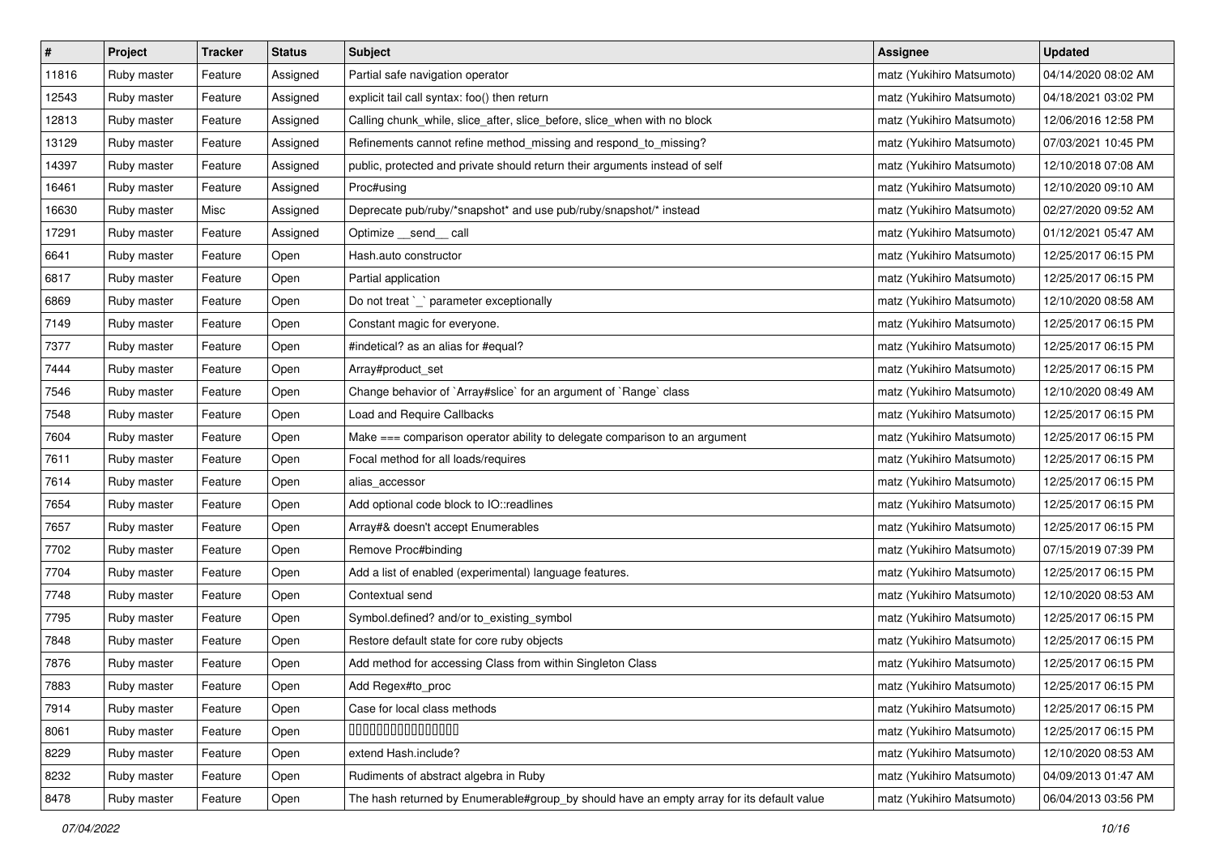| # | Project | Tracker | Status | Subject | Assignee | Updated |
|---|---|---|---|---|---|---|
| 11816 | Ruby master | Feature | Assigned | Partial safe navigation operator | matz (Yukihiro Matsumoto) | 04/14/2020 08:02 AM |
| 12543 | Ruby master | Feature | Assigned | explicit tail call syntax: foo() then return | matz (Yukihiro Matsumoto) | 04/18/2021 03:02 PM |
| 12813 | Ruby master | Feature | Assigned | Calling chunk_while, slice_after, slice_before, slice_when with no block | matz (Yukihiro Matsumoto) | 12/06/2016 12:58 PM |
| 13129 | Ruby master | Feature | Assigned | Refinements cannot refine method_missing and respond_to_missing? | matz (Yukihiro Matsumoto) | 07/03/2021 10:45 PM |
| 14397 | Ruby master | Feature | Assigned | public, protected and private should return their arguments instead of self | matz (Yukihiro Matsumoto) | 12/10/2018 07:08 AM |
| 16461 | Ruby master | Feature | Assigned | Proc#using | matz (Yukihiro Matsumoto) | 12/10/2020 09:10 AM |
| 16630 | Ruby master | Misc | Assigned | Deprecate pub/ruby/*snapshot* and use pub/ruby/snapshot/* instead | matz (Yukihiro Matsumoto) | 02/27/2020 09:52 AM |
| 17291 | Ruby master | Feature | Assigned | Optimize __send__ call | matz (Yukihiro Matsumoto) | 01/12/2021 05:47 AM |
| 6641 | Ruby master | Feature | Open | Hash.auto constructor | matz (Yukihiro Matsumoto) | 12/25/2017 06:15 PM |
| 6817 | Ruby master | Feature | Open | Partial application | matz (Yukihiro Matsumoto) | 12/25/2017 06:15 PM |
| 6869 | Ruby master | Feature | Open | Do not treat `_` parameter exceptionally | matz (Yukihiro Matsumoto) | 12/10/2020 08:58 AM |
| 7149 | Ruby master | Feature | Open | Constant magic for everyone. | matz (Yukihiro Matsumoto) | 12/25/2017 06:15 PM |
| 7377 | Ruby master | Feature | Open | #indetical? as an alias for #equal? | matz (Yukihiro Matsumoto) | 12/25/2017 06:15 PM |
| 7444 | Ruby master | Feature | Open | Array#product_set | matz (Yukihiro Matsumoto) | 12/25/2017 06:15 PM |
| 7546 | Ruby master | Feature | Open | Change behavior of `Array#slice` for an argument of `Range` class | matz (Yukihiro Matsumoto) | 12/10/2020 08:49 AM |
| 7548 | Ruby master | Feature | Open | Load and Require Callbacks | matz (Yukihiro Matsumoto) | 12/25/2017 06:15 PM |
| 7604 | Ruby master | Feature | Open | Make === comparison operator ability to delegate comparison to an argument | matz (Yukihiro Matsumoto) | 12/25/2017 06:15 PM |
| 7611 | Ruby master | Feature | Open | Focal method for all loads/requires | matz (Yukihiro Matsumoto) | 12/25/2017 06:15 PM |
| 7614 | Ruby master | Feature | Open | alias_accessor | matz (Yukihiro Matsumoto) | 12/25/2017 06:15 PM |
| 7654 | Ruby master | Feature | Open | Add optional code block to IO::readlines | matz (Yukihiro Matsumoto) | 12/25/2017 06:15 PM |
| 7657 | Ruby master | Feature | Open | Array#& doesn't accept Enumerables | matz (Yukihiro Matsumoto) | 12/25/2017 06:15 PM |
| 7702 | Ruby master | Feature | Open | Remove Proc#binding | matz (Yukihiro Matsumoto) | 07/15/2019 07:39 PM |
| 7704 | Ruby master | Feature | Open | Add a list of enabled (experimental) language features. | matz (Yukihiro Matsumoto) | 12/25/2017 06:15 PM |
| 7748 | Ruby master | Feature | Open | Contextual send | matz (Yukihiro Matsumoto) | 12/10/2020 08:53 AM |
| 7795 | Ruby master | Feature | Open | Symbol.defined? and/or to_existing_symbol | matz (Yukihiro Matsumoto) | 12/25/2017 06:15 PM |
| 7848 | Ruby master | Feature | Open | Restore default state for core ruby objects | matz (Yukihiro Matsumoto) | 12/25/2017 06:15 PM |
| 7876 | Ruby master | Feature | Open | Add method for accessing Class from within Singleton Class | matz (Yukihiro Matsumoto) | 12/25/2017 06:15 PM |
| 7883 | Ruby master | Feature | Open | Add Regex#to_proc | matz (Yukihiro Matsumoto) | 12/25/2017 06:15 PM |
| 7914 | Ruby master | Feature | Open | Case for local class methods | matz (Yukihiro Matsumoto) | 12/25/2017 06:15 PM |
| 8061 | Ruby master | Feature | Open | ���������������� | matz (Yukihiro Matsumoto) | 12/25/2017 06:15 PM |
| 8229 | Ruby master | Feature | Open | extend Hash.include? | matz (Yukihiro Matsumoto) | 12/10/2020 08:53 AM |
| 8232 | Ruby master | Feature | Open | Rudiments of abstract algebra in Ruby | matz (Yukihiro Matsumoto) | 04/09/2013 01:47 AM |
| 8478 | Ruby master | Feature | Open | The hash returned by Enumerable#group_by should have an empty array for its default value | matz (Yukihiro Matsumoto) | 06/04/2013 03:56 PM |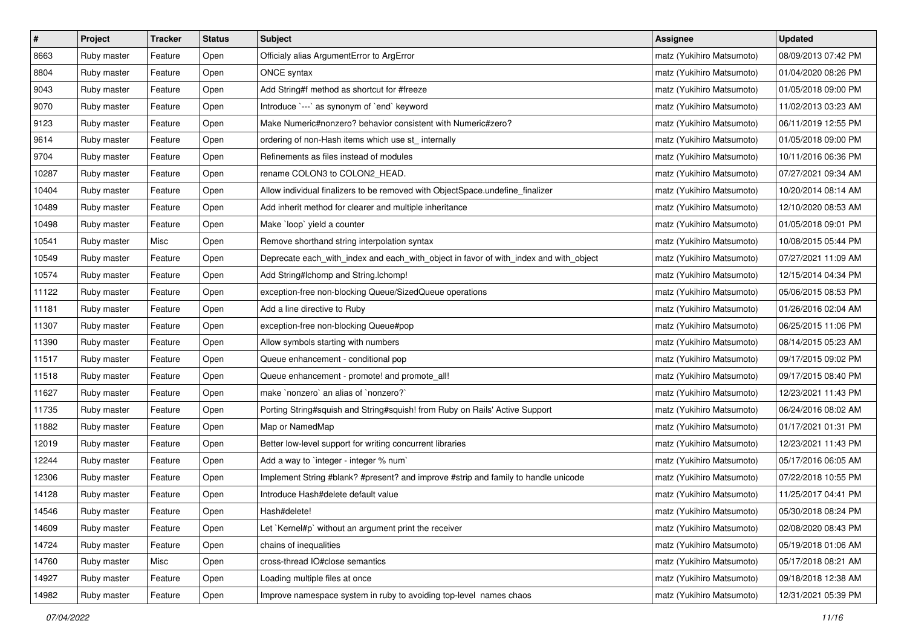| # | Project | Tracker | Status | Subject | Assignee | Updated |
|---|---|---|---|---|---|---|
| 8663 | Ruby master | Feature | Open | Officialy alias ArgumentError to ArgError | matz (Yukihiro Matsumoto) | 08/09/2013 07:42 PM |
| 8804 | Ruby master | Feature | Open | ONCE syntax | matz (Yukihiro Matsumoto) | 01/04/2020 08:26 PM |
| 9043 | Ruby master | Feature | Open | Add String#f method as shortcut for #freeze | matz (Yukihiro Matsumoto) | 01/05/2018 09:00 PM |
| 9070 | Ruby master | Feature | Open | Introduce `---` as synonym of `end` keyword | matz (Yukihiro Matsumoto) | 11/02/2013 03:23 AM |
| 9123 | Ruby master | Feature | Open | Make Numeric#nonzero? behavior consistent with Numeric#zero? | matz (Yukihiro Matsumoto) | 06/11/2019 12:55 PM |
| 9614 | Ruby master | Feature | Open | ordering of non-Hash items which use st_ internally | matz (Yukihiro Matsumoto) | 01/05/2018 09:00 PM |
| 9704 | Ruby master | Feature | Open | Refinements as files instead of modules | matz (Yukihiro Matsumoto) | 10/11/2016 06:36 PM |
| 10287 | Ruby master | Feature | Open | rename COLON3 to COLON2_HEAD. | matz (Yukihiro Matsumoto) | 07/27/2021 09:34 AM |
| 10404 | Ruby master | Feature | Open | Allow individual finalizers to be removed with ObjectSpace.undefine_finalizer | matz (Yukihiro Matsumoto) | 10/20/2014 08:14 AM |
| 10489 | Ruby master | Feature | Open | Add inherit method for clearer and multiple inheritance | matz (Yukihiro Matsumoto) | 12/10/2020 08:53 AM |
| 10498 | Ruby master | Feature | Open | Make `loop` yield a counter | matz (Yukihiro Matsumoto) | 01/05/2018 09:01 PM |
| 10541 | Ruby master | Misc | Open | Remove shorthand string interpolation syntax | matz (Yukihiro Matsumoto) | 10/08/2015 05:44 PM |
| 10549 | Ruby master | Feature | Open | Deprecate each_with_index and each_with_object in favor of with_index and with_object | matz (Yukihiro Matsumoto) | 07/27/2021 11:09 AM |
| 10574 | Ruby master | Feature | Open | Add String#lchomp and String.lchomp! | matz (Yukihiro Matsumoto) | 12/15/2014 04:34 PM |
| 11122 | Ruby master | Feature | Open | exception-free non-blocking Queue/SizedQueue operations | matz (Yukihiro Matsumoto) | 05/06/2015 08:53 PM |
| 11181 | Ruby master | Feature | Open | Add a line directive to Ruby | matz (Yukihiro Matsumoto) | 01/26/2016 02:04 AM |
| 11307 | Ruby master | Feature | Open | exception-free non-blocking Queue#pop | matz (Yukihiro Matsumoto) | 06/25/2015 11:06 PM |
| 11390 | Ruby master | Feature | Open | Allow symbols starting with numbers | matz (Yukihiro Matsumoto) | 08/14/2015 05:23 AM |
| 11517 | Ruby master | Feature | Open | Queue enhancement - conditional pop | matz (Yukihiro Matsumoto) | 09/17/2015 09:02 PM |
| 11518 | Ruby master | Feature | Open | Queue enhancement - promote! and promote_all! | matz (Yukihiro Matsumoto) | 09/17/2015 08:40 PM |
| 11627 | Ruby master | Feature | Open | make `nonzero` an alias of `nonzero?` | matz (Yukihiro Matsumoto) | 12/23/2021 11:43 PM |
| 11735 | Ruby master | Feature | Open | Porting String#squish and String#squish! from Ruby on Rails' Active Support | matz (Yukihiro Matsumoto) | 06/24/2016 08:02 AM |
| 11882 | Ruby master | Feature | Open | Map or NamedMap | matz (Yukihiro Matsumoto) | 01/17/2021 01:31 PM |
| 12019 | Ruby master | Feature | Open | Better low-level support for writing concurrent libraries | matz (Yukihiro Matsumoto) | 12/23/2021 11:43 PM |
| 12244 | Ruby master | Feature | Open | Add a way to `integer - integer % num` | matz (Yukihiro Matsumoto) | 05/17/2016 06:05 AM |
| 12306 | Ruby master | Feature | Open | Implement String #blank? #present? and improve #strip and family to handle unicode | matz (Yukihiro Matsumoto) | 07/22/2018 10:55 PM |
| 14128 | Ruby master | Feature | Open | Introduce Hash#delete default value | matz (Yukihiro Matsumoto) | 11/25/2017 04:41 PM |
| 14546 | Ruby master | Feature | Open | Hash#delete! | matz (Yukihiro Matsumoto) | 05/30/2018 08:24 PM |
| 14609 | Ruby master | Feature | Open | Let `Kernel#p` without an argument print the receiver | matz (Yukihiro Matsumoto) | 02/08/2020 08:43 PM |
| 14724 | Ruby master | Feature | Open | chains of inequalities | matz (Yukihiro Matsumoto) | 05/19/2018 01:06 AM |
| 14760 | Ruby master | Misc | Open | cross-thread IO#close semantics | matz (Yukihiro Matsumoto) | 05/17/2018 08:21 AM |
| 14927 | Ruby master | Feature | Open | Loading multiple files at once | matz (Yukihiro Matsumoto) | 09/18/2018 12:38 AM |
| 14982 | Ruby master | Feature | Open | Improve namespace system in ruby to avoiding top-level names chaos | matz (Yukihiro Matsumoto) | 12/31/2021 05:39 PM |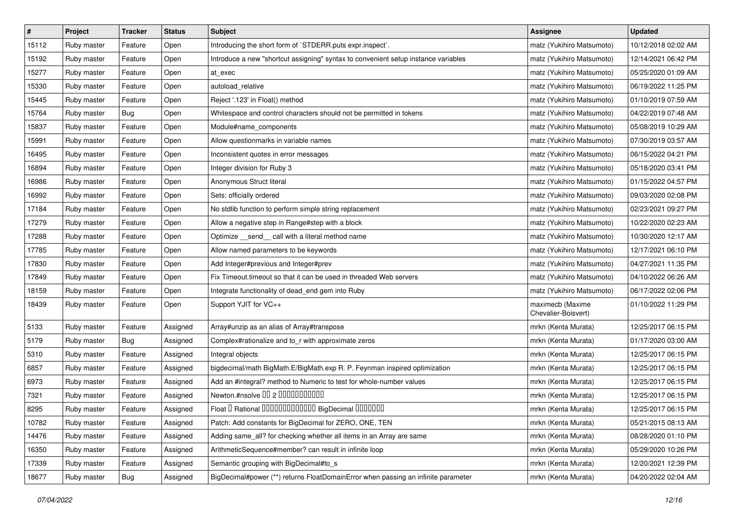| # | Project | Tracker | Status | Subject | Assignee | Updated |
|---|---|---|---|---|---|---|
| 15112 | Ruby master | Feature | Open | Introducing the short form of `STDERR.puts expr.inspect`. | matz (Yukihiro Matsumoto) | 10/12/2018 02:02 AM |
| 15192 | Ruby master | Feature | Open | Introduce a new "shortcut assigning" syntax to convenient setup instance variables | matz (Yukihiro Matsumoto) | 12/14/2021 06:42 PM |
| 15277 | Ruby master | Feature | Open | at_exec | matz (Yukihiro Matsumoto) | 05/25/2020 01:09 AM |
| 15330 | Ruby master | Feature | Open | autoload_relative | matz (Yukihiro Matsumoto) | 06/19/2022 11:25 PM |
| 15445 | Ruby master | Feature | Open | Reject '.123' in Float() method | matz (Yukihiro Matsumoto) | 01/10/2019 07:59 AM |
| 15764 | Ruby master | Bug | Open | Whitespace and control characters should not be permitted in tokens | matz (Yukihiro Matsumoto) | 04/22/2019 07:48 AM |
| 15837 | Ruby master | Feature | Open | Module#name_components | matz (Yukihiro Matsumoto) | 05/08/2019 10:29 AM |
| 15991 | Ruby master | Feature | Open | Allow questionmarks in variable names | matz (Yukihiro Matsumoto) | 07/30/2019 03:57 AM |
| 16495 | Ruby master | Feature | Open | Inconsistent quotes in error messages | matz (Yukihiro Matsumoto) | 06/15/2022 04:21 PM |
| 16894 | Ruby master | Feature | Open | Integer division for Ruby 3 | matz (Yukihiro Matsumoto) | 05/18/2020 03:41 PM |
| 16986 | Ruby master | Feature | Open | Anonymous Struct literal | matz (Yukihiro Matsumoto) | 01/15/2022 04:57 PM |
| 16992 | Ruby master | Feature | Open | Sets: officially ordered | matz (Yukihiro Matsumoto) | 09/03/2020 02:08 PM |
| 17184 | Ruby master | Feature | Open | No stdlib function to perform simple string replacement | matz (Yukihiro Matsumoto) | 02/23/2021 09:27 PM |
| 17279 | Ruby master | Feature | Open | Allow a negative step in Range#step with a block | matz (Yukihiro Matsumoto) | 10/22/2020 02:23 AM |
| 17288 | Ruby master | Feature | Open | Optimize __send__ call with a literal method name | matz (Yukihiro Matsumoto) | 10/30/2020 12:17 AM |
| 17785 | Ruby master | Feature | Open | Allow named parameters to be keywords | matz (Yukihiro Matsumoto) | 12/17/2021 06:10 PM |
| 17830 | Ruby master | Feature | Open | Add Integer#previous and Integer#prev | matz (Yukihiro Matsumoto) | 04/27/2021 11:35 PM |
| 17849 | Ruby master | Feature | Open | Fix Timeout.timeout so that it can be used in threaded Web servers | matz (Yukihiro Matsumoto) | 04/10/2022 06:26 AM |
| 18159 | Ruby master | Feature | Open | Integrate functionality of dead_end gem into Ruby | matz (Yukihiro Matsumoto) | 06/17/2022 02:06 PM |
| 18439 | Ruby master | Feature | Open | Support YJIT for VC++ | maximecb (Maxime Chevalier-Boisvert) | 01/10/2022 11:29 PM |
| 5133 | Ruby master | Feature | Assigned | Array#unzip as an alias of Array#transpose | mrkn (Kenta Murata) | 12/25/2017 06:15 PM |
| 5179 | Ruby master | Bug | Assigned | Complex#rationalize and to_r with approximate zeros | mrkn (Kenta Murata) | 01/17/2020 03:00 AM |
| 5310 | Ruby master | Feature | Assigned | Integral objects | mrkn (Kenta Murata) | 12/25/2017 06:15 PM |
| 6857 | Ruby master | Feature | Assigned | bigdecimal/math BigMath.E/BigMath.exp R. P. Feynman inspired optimization | mrkn (Kenta Murata) | 12/25/2017 06:15 PM |
| 6973 | Ruby master | Feature | Assigned | Add an #integral? method to Numeric to test for whole-number values | mrkn (Kenta Murata) | 12/25/2017 06:15 PM |
| 7321 | Ruby master | Feature | Assigned | Newton.#nsolve 00 2 00000000000 | mrkn (Kenta Murata) | 12/25/2017 06:15 PM |
| 8295 | Ruby master | Feature | Assigned | Float 0 Rational 0000000000000 BigDecimal 0000000 | mrkn (Kenta Murata) | 12/25/2017 06:15 PM |
| 10782 | Ruby master | Feature | Assigned | Patch: Add constants for BigDecimal for ZERO, ONE, TEN | mrkn (Kenta Murata) | 05/21/2015 08:13 AM |
| 14476 | Ruby master | Feature | Assigned | Adding same_all? for checking whether all items in an Array are same | mrkn (Kenta Murata) | 08/28/2020 01:10 PM |
| 16350 | Ruby master | Feature | Assigned | ArithmeticSequence#member? can result in infinite loop | mrkn (Kenta Murata) | 05/29/2020 10:26 PM |
| 17339 | Ruby master | Feature | Assigned | Semantic grouping with BigDecimal#to_s | mrkn (Kenta Murata) | 12/20/2021 12:39 PM |
| 18677 | Ruby master | Bug | Assigned | BigDecimal#power (**) returns FloatDomainError when passing an infinite parameter | mrkn (Kenta Murata) | 04/20/2022 02:04 AM |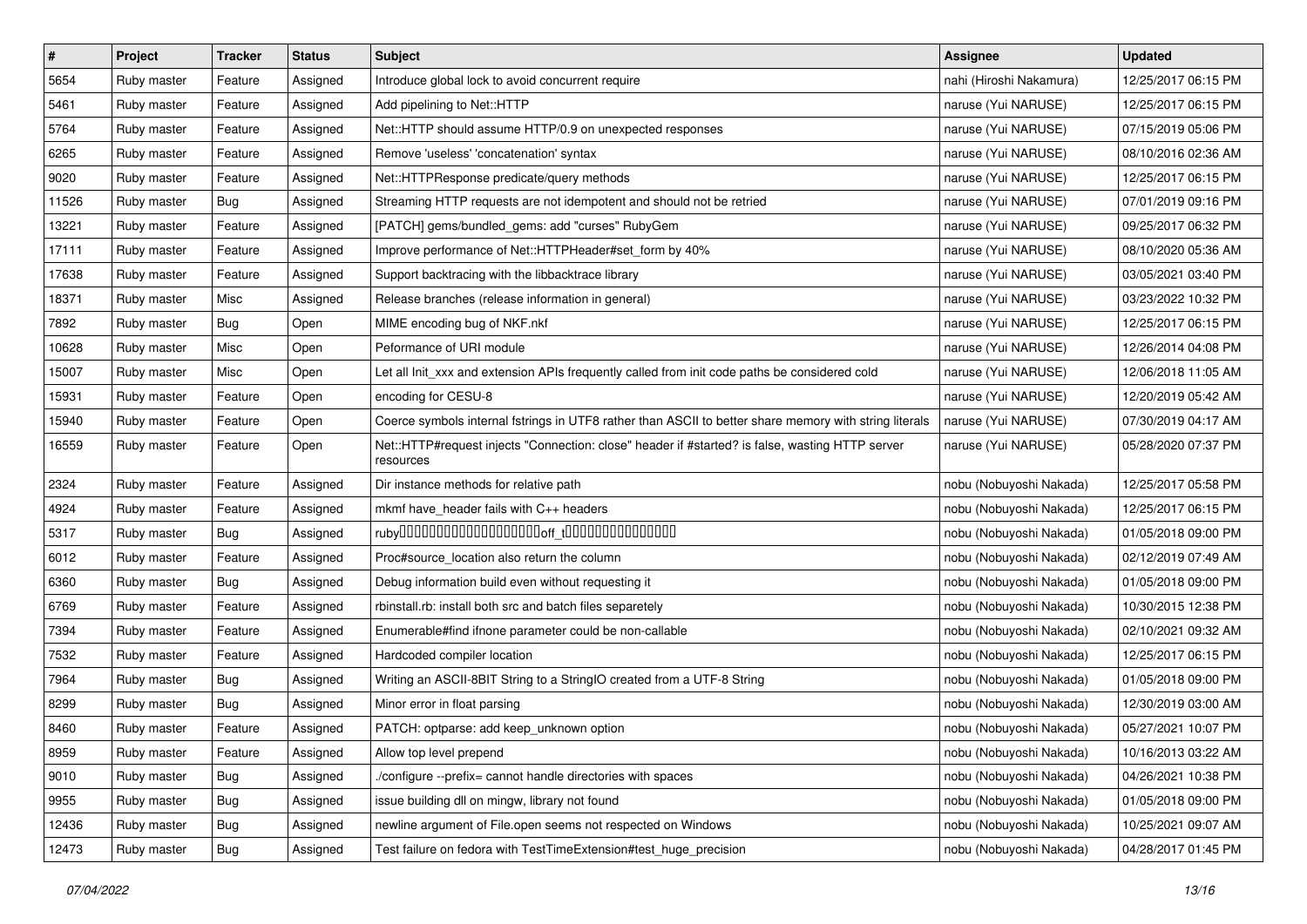| # | Project | Tracker | Status | Subject | Assignee | Updated |
|---|---|---|---|---|---|---|
| 5654 | Ruby master | Feature | Assigned | Introduce global lock to avoid concurrent require | nahi (Hiroshi Nakamura) | 12/25/2017 06:15 PM |
| 5461 | Ruby master | Feature | Assigned | Add pipelining to Net::HTTP | naruse (Yui NARUSE) | 12/25/2017 06:15 PM |
| 5764 | Ruby master | Feature | Assigned | Net::HTTP should assume HTTP/0.9 on unexpected responses | naruse (Yui NARUSE) | 07/15/2019 05:06 PM |
| 6265 | Ruby master | Feature | Assigned | Remove 'useless' 'concatenation' syntax | naruse (Yui NARUSE) | 08/10/2016 02:36 AM |
| 9020 | Ruby master | Feature | Assigned | Net::HTTPResponse predicate/query methods | naruse (Yui NARUSE) | 12/25/2017 06:15 PM |
| 11526 | Ruby master | Bug | Assigned | Streaming HTTP requests are not idempotent and should not be retried | naruse (Yui NARUSE) | 07/01/2019 09:16 PM |
| 13221 | Ruby master | Feature | Assigned | [PATCH] gems/bundled_gems: add "curses" RubyGem | naruse (Yui NARUSE) | 09/25/2017 06:32 PM |
| 17111 | Ruby master | Feature | Assigned | Improve performance of Net::HTTPHeader#set_form by 40% | naruse (Yui NARUSE) | 08/10/2020 05:36 AM |
| 17638 | Ruby master | Feature | Assigned | Support backtracing with the libbacktrace library | naruse (Yui NARUSE) | 03/05/2021 03:40 PM |
| 18371 | Ruby master | Misc | Assigned | Release branches (release information in general) | naruse (Yui NARUSE) | 03/23/2022 10:32 PM |
| 7892 | Ruby master | Bug | Open | MIME encoding bug of NKF.nkf | naruse (Yui NARUSE) | 12/25/2017 06:15 PM |
| 10628 | Ruby master | Misc | Open | Peformance of URI module | naruse (Yui NARUSE) | 12/26/2014 04:08 PM |
| 15007 | Ruby master | Misc | Open | Let all Init_xxx and extension APIs frequently called from init code paths be considered cold | naruse (Yui NARUSE) | 12/06/2018 11:05 AM |
| 15931 | Ruby master | Feature | Open | encoding for CESU-8 | naruse (Yui NARUSE) | 12/20/2019 05:42 AM |
| 15940 | Ruby master | Feature | Open | Coerce symbols internal fstrings in UTF8 rather than ASCII to better share memory with string literals | naruse (Yui NARUSE) | 07/30/2019 04:17 AM |
| 16559 | Ruby master | Feature | Open | Net::HTTP#request injects "Connection: close" header if #started? is false, wasting HTTP server resources | naruse (Yui NARUSE) | 05/28/2020 07:37 PM |
| 2324 | Ruby master | Feature | Assigned | Dir instance methods for relative path | nobu (Nobuyoshi Nakada) | 12/25/2017 05:58 PM |
| 4924 | Ruby master | Feature | Assigned | mkmf have_header fails with C++ headers | nobu (Nobuyoshi Nakada) | 12/25/2017 06:15 PM |
| 5317 | Ruby master | Bug | Assigned | ruby������������������off_t��������������� | nobu (Nobuyoshi Nakada) | 01/05/2018 09:00 PM |
| 6012 | Ruby master | Feature | Assigned | Proc#source_location also return the column | nobu (Nobuyoshi Nakada) | 02/12/2019 07:49 AM |
| 6360 | Ruby master | Bug | Assigned | Debug information build even without requesting it | nobu (Nobuyoshi Nakada) | 01/05/2018 09:00 PM |
| 6769 | Ruby master | Feature | Assigned | rbinstall.rb: install both src and batch files separetely | nobu (Nobuyoshi Nakada) | 10/30/2015 12:38 PM |
| 7394 | Ruby master | Feature | Assigned | Enumerable#find ifnone parameter could be non-callable | nobu (Nobuyoshi Nakada) | 02/10/2021 09:32 AM |
| 7532 | Ruby master | Feature | Assigned | Hardcoded compiler location | nobu (Nobuyoshi Nakada) | 12/25/2017 06:15 PM |
| 7964 | Ruby master | Bug | Assigned | Writing an ASCII-8BIT String to a StringIO created from a UTF-8 String | nobu (Nobuyoshi Nakada) | 01/05/2018 09:00 PM |
| 8299 | Ruby master | Bug | Assigned | Minor error in float parsing | nobu (Nobuyoshi Nakada) | 12/30/2019 03:00 AM |
| 8460 | Ruby master | Feature | Assigned | PATCH: optparse: add keep_unknown option | nobu (Nobuyoshi Nakada) | 05/27/2021 10:07 PM |
| 8959 | Ruby master | Feature | Assigned | Allow top level prepend | nobu (Nobuyoshi Nakada) | 10/16/2013 03:22 AM |
| 9010 | Ruby master | Bug | Assigned | ./configure --prefix= cannot handle directories with spaces | nobu (Nobuyoshi Nakada) | 04/26/2021 10:38 PM |
| 9955 | Ruby master | Bug | Assigned | issue building dll on mingw, library not found | nobu (Nobuyoshi Nakada) | 01/05/2018 09:00 PM |
| 12436 | Ruby master | Bug | Assigned | newline argument of File.open seems not respected on Windows | nobu (Nobuyoshi Nakada) | 10/25/2021 09:07 AM |
| 12473 | Ruby master | Bug | Assigned | Test failure on fedora with TestTimeExtension#test_huge_precision | nobu (Nobuyoshi Nakada) | 04/28/2017 01:45 PM |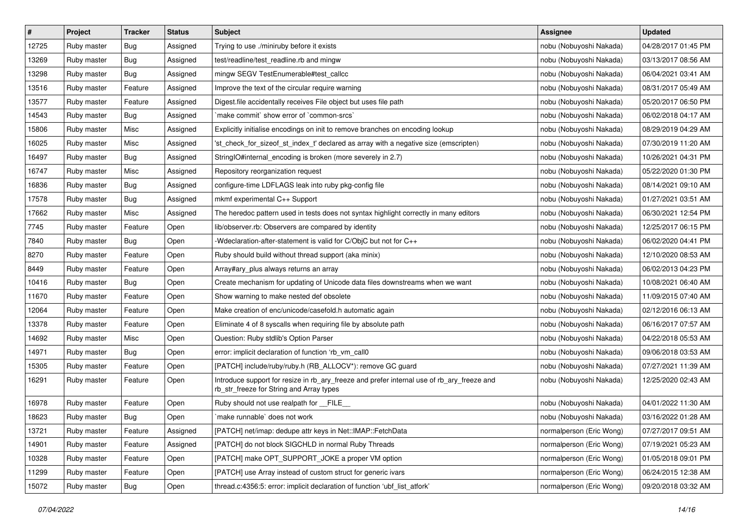| # | Project | Tracker | Status | Subject | Assignee | Updated |
|---|---|---|---|---|---|---|
| 12725 | Ruby master | Bug | Assigned | Trying to use ./miniruby before it exists | nobu (Nobuyoshi Nakada) | 04/28/2017 01:45 PM |
| 13269 | Ruby master | Bug | Assigned | test/readline/test_readline.rb and mingw | nobu (Nobuyoshi Nakada) | 03/13/2017 08:56 AM |
| 13298 | Ruby master | Bug | Assigned | mingw SEGV TestEnumerable#test_callcc | nobu (Nobuyoshi Nakada) | 06/04/2021 03:41 AM |
| 13516 | Ruby master | Feature | Assigned | Improve the text of the circular require warning | nobu (Nobuyoshi Nakada) | 08/31/2017 05:49 AM |
| 13577 | Ruby master | Feature | Assigned | Digest.file accidentally receives File object but uses file path | nobu (Nobuyoshi Nakada) | 05/20/2017 06:50 PM |
| 14543 | Ruby master | Bug | Assigned | `make commit` show error of `common-srcs` | nobu (Nobuyoshi Nakada) | 06/02/2018 04:17 AM |
| 15806 | Ruby master | Misc | Assigned | Explicitly initialise encodings on init to remove branches on encoding lookup | nobu (Nobuyoshi Nakada) | 08/29/2019 04:29 AM |
| 16025 | Ruby master | Misc | Assigned | 'st_check_for_sizeof_st_index_t' declared as array with a negative size (emscripten) | nobu (Nobuyoshi Nakada) | 07/30/2019 11:20 AM |
| 16497 | Ruby master | Bug | Assigned | StringIO#internal_encoding is broken (more severely in 2.7) | nobu (Nobuyoshi Nakada) | 10/26/2021 04:31 PM |
| 16747 | Ruby master | Misc | Assigned | Repository reorganization request | nobu (Nobuyoshi Nakada) | 05/22/2020 01:30 PM |
| 16836 | Ruby master | Bug | Assigned | configure-time LDFLAGS leak into ruby pkg-config file | nobu (Nobuyoshi Nakada) | 08/14/2021 09:10 AM |
| 17578 | Ruby master | Bug | Assigned | mkmf experimental C++ Support | nobu (Nobuyoshi Nakada) | 01/27/2021 03:51 AM |
| 17662 | Ruby master | Misc | Assigned | The heredoc pattern used in tests does not syntax highlight correctly in many editors | nobu (Nobuyoshi Nakada) | 06/30/2021 12:54 PM |
| 7745 | Ruby master | Feature | Open | lib/observer.rb: Observers are compared by identity | nobu (Nobuyoshi Nakada) | 12/25/2017 06:15 PM |
| 7840 | Ruby master | Bug | Open | -Wdeclaration-after-statement is valid for C/ObjC but not for C++ | nobu (Nobuyoshi Nakada) | 06/02/2020 04:41 PM |
| 8270 | Ruby master | Feature | Open | Ruby should build without thread support (aka minix) | nobu (Nobuyoshi Nakada) | 12/10/2020 08:53 AM |
| 8449 | Ruby master | Feature | Open | Array#ary_plus always returns an array | nobu (Nobuyoshi Nakada) | 06/02/2013 04:23 PM |
| 10416 | Ruby master | Bug | Open | Create mechanism for updating of Unicode data files downstreams when we want | nobu (Nobuyoshi Nakada) | 10/08/2021 06:40 AM |
| 11670 | Ruby master | Feature | Open | Show warning to make nested def obsolete | nobu (Nobuyoshi Nakada) | 11/09/2015 07:40 AM |
| 12064 | Ruby master | Feature | Open | Make creation of enc/unicode/casefold.h automatic again | nobu (Nobuyoshi Nakada) | 02/12/2016 06:13 AM |
| 13378 | Ruby master | Feature | Open | Eliminate 4 of 8 syscalls when requiring file by absolute path | nobu (Nobuyoshi Nakada) | 06/16/2017 07:57 AM |
| 14692 | Ruby master | Misc | Open | Question: Ruby stdlib's Option Parser | nobu (Nobuyoshi Nakada) | 04/22/2018 05:53 AM |
| 14971 | Ruby master | Bug | Open | error: implicit declaration of function 'rb_vm_call0 | nobu (Nobuyoshi Nakada) | 09/06/2018 03:53 AM |
| 15305 | Ruby master | Feature | Open | [PATCH] include/ruby/ruby.h (RB_ALLOCV*): remove GC guard | nobu (Nobuyoshi Nakada) | 07/27/2021 11:39 AM |
| 16291 | Ruby master | Feature | Open | Introduce support for resize in rb_ary_freeze and prefer internal use of rb_ary_freeze and rb_str_freeze for String and Array types | nobu (Nobuyoshi Nakada) | 12/25/2020 02:43 AM |
| 16978 | Ruby master | Feature | Open | Ruby should not use realpath for __FILE__ | nobu (Nobuyoshi Nakada) | 04/01/2022 11:30 AM |
| 18623 | Ruby master | Bug | Open | `make runnable` does not work | nobu (Nobuyoshi Nakada) | 03/16/2022 01:28 AM |
| 13721 | Ruby master | Feature | Assigned | [PATCH] net/imap: dedupe attr keys in Net::IMAP::FetchData | normalperson (Eric Wong) | 07/27/2017 09:51 AM |
| 14901 | Ruby master | Feature | Assigned | [PATCH] do not block SIGCHLD in normal Ruby Threads | normalperson (Eric Wong) | 07/19/2021 05:23 AM |
| 10328 | Ruby master | Feature | Open | [PATCH] make OPT_SUPPORT_JOKE a proper VM option | normalperson (Eric Wong) | 01/05/2018 09:01 PM |
| 11299 | Ruby master | Feature | Open | [PATCH] use Array instead of custom struct for generic ivars | normalperson (Eric Wong) | 06/24/2015 12:38 AM |
| 15072 | Ruby master | Bug | Open | thread.c:4356:5: error: implicit declaration of function 'ubf_list_atfork' | normalperson (Eric Wong) | 09/20/2018 03:32 AM |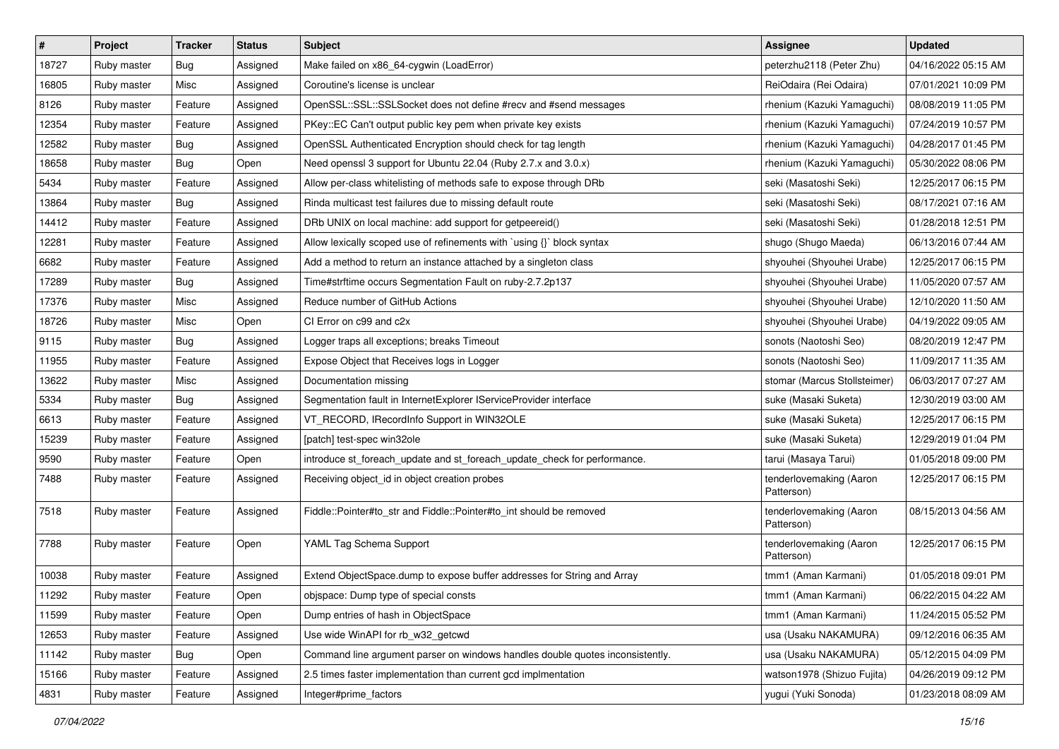| # | Project | Tracker | Status | Subject | Assignee | Updated |
|---|---|---|---|---|---|---|
| 18727 | Ruby master | Bug | Assigned | Make failed on x86_64-cygwin (LoadError) | peterzhu2118 (Peter Zhu) | 04/16/2022 05:15 AM |
| 16805 | Ruby master | Misc | Assigned | Coroutine's license is unclear | ReiOdaira (Rei Odaira) | 07/01/2021 10:09 PM |
| 8126 | Ruby master | Feature | Assigned | OpenSSL::SSL::SSLSocket does not define #recv and #send messages | rhenium (Kazuki Yamaguchi) | 08/08/2019 11:05 PM |
| 12354 | Ruby master | Feature | Assigned | PKey::EC Can't output public key pem when private key exists | rhenium (Kazuki Yamaguchi) | 07/24/2019 10:57 PM |
| 12582 | Ruby master | Bug | Assigned | OpenSSL Authenticated Encryption should check for tag length | rhenium (Kazuki Yamaguchi) | 04/28/2017 01:45 PM |
| 18658 | Ruby master | Bug | Open | Need openssl 3 support for Ubuntu 22.04 (Ruby 2.7.x and 3.0.x) | rhenium (Kazuki Yamaguchi) | 05/30/2022 08:06 PM |
| 5434 | Ruby master | Feature | Assigned | Allow per-class whitelisting of methods safe to expose through DRb | seki (Masatoshi Seki) | 12/25/2017 06:15 PM |
| 13864 | Ruby master | Bug | Assigned | Rinda multicast test failures due to missing default route | seki (Masatoshi Seki) | 08/17/2021 07:16 AM |
| 14412 | Ruby master | Feature | Assigned | DRb UNIX on local machine: add support for getpeereid() | seki (Masatoshi Seki) | 01/28/2018 12:51 PM |
| 12281 | Ruby master | Feature | Assigned | Allow lexically scoped use of refinements with `using {}` block syntax | shugo (Shugo Maeda) | 06/13/2016 07:44 AM |
| 6682 | Ruby master | Feature | Assigned | Add a method to return an instance attached by a singleton class | shyouhei (Shyouhei Urabe) | 12/25/2017 06:15 PM |
| 17289 | Ruby master | Bug | Assigned | Time#strftime occurs Segmentation Fault on ruby-2.7.2p137 | shyouhei (Shyouhei Urabe) | 11/05/2020 07:57 AM |
| 17376 | Ruby master | Misc | Assigned | Reduce number of GitHub Actions | shyouhei (Shyouhei Urabe) | 12/10/2020 11:50 AM |
| 18726 | Ruby master | Misc | Open | CI Error on c99 and c2x | shyouhei (Shyouhei Urabe) | 04/19/2022 09:05 AM |
| 9115 | Ruby master | Bug | Assigned | Logger traps all exceptions; breaks Timeout | sonots (Naotoshi Seo) | 08/20/2019 12:47 PM |
| 11955 | Ruby master | Feature | Assigned | Expose Object that Receives logs in Logger | sonots (Naotoshi Seo) | 11/09/2017 11:35 AM |
| 13622 | Ruby master | Misc | Assigned | Documentation missing | stomar (Marcus Stollsteimer) | 06/03/2017 07:27 AM |
| 5334 | Ruby master | Bug | Assigned | Segmentation fault in InternetExplorer IServiceProvider interface | suke (Masaki Suketa) | 12/30/2019 03:00 AM |
| 6613 | Ruby master | Feature | Assigned | VT_RECORD, IRecordInfo Support in WIN32OLE | suke (Masaki Suketa) | 12/25/2017 06:15 PM |
| 15239 | Ruby master | Feature | Assigned | [patch] test-spec win32ole | suke (Masaki Suketa) | 12/29/2019 01:04 PM |
| 9590 | Ruby master | Feature | Open | introduce st_foreach_update and st_foreach_update_check for performance. | tarui (Masaya Tarui) | 01/05/2018 09:00 PM |
| 7488 | Ruby master | Feature | Assigned | Receiving object_id in object creation probes | tenderlovemaking (Aaron Patterson) | 12/25/2017 06:15 PM |
| 7518 | Ruby master | Feature | Assigned | Fiddle::Pointer#to_str and Fiddle::Pointer#to_int should be removed | tenderlovemaking (Aaron Patterson) | 08/15/2013 04:56 AM |
| 7788 | Ruby master | Feature | Open | YAML Tag Schema Support | tenderlovemaking (Aaron Patterson) | 12/25/2017 06:15 PM |
| 10038 | Ruby master | Feature | Assigned | Extend ObjectSpace.dump to expose buffer addresses for String and Array | tmm1 (Aman Karmani) | 01/05/2018 09:01 PM |
| 11292 | Ruby master | Feature | Open | objspace: Dump type of special consts | tmm1 (Aman Karmani) | 06/22/2015 04:22 AM |
| 11599 | Ruby master | Feature | Open | Dump entries of hash in ObjectSpace | tmm1 (Aman Karmani) | 11/24/2015 05:52 PM |
| 12653 | Ruby master | Feature | Assigned | Use wide WinAPI for rb_w32_getcwd | usa (Usaku NAKAMURA) | 09/12/2016 06:35 AM |
| 11142 | Ruby master | Bug | Open | Command line argument parser on windows handles double quotes inconsistently. | usa (Usaku NAKAMURA) | 05/12/2015 04:09 PM |
| 15166 | Ruby master | Feature | Assigned | 2.5 times faster implementation than current gcd implmentation | watson1978 (Shizuo Fujita) | 04/26/2019 09:12 PM |
| 4831 | Ruby master | Feature | Assigned | Integer#prime_factors | yugui (Yuki Sonoda) | 01/23/2018 08:09 AM |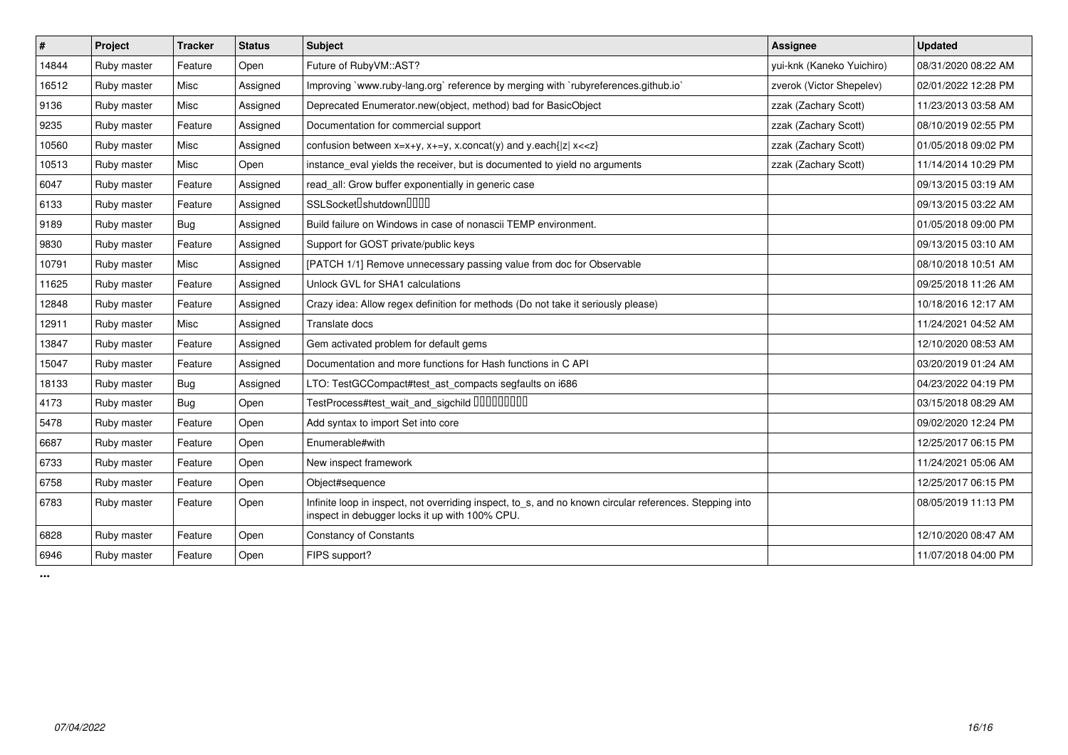| # | Project | Tracker | Status | Subject | Assignee | Updated |
|---|---|---|---|---|---|---|
| 14844 | Ruby master | Feature | Open | Future of RubyVM::AST? | yui-knk (Kaneko Yuichiro) | 08/31/2020 08:22 AM |
| 16512 | Ruby master | Misc | Assigned | Improving `www.ruby-lang.org` reference by merging with `rubyreferences.github.io` | zverok (Victor Shepelev) | 02/01/2022 12:28 PM |
| 9136 | Ruby master | Misc | Assigned | Deprecated Enumerator.new(object, method) bad for BasicObject | zzak (Zachary Scott) | 11/23/2013 03:58 AM |
| 9235 | Ruby master | Feature | Assigned | Documentation for commercial support | zzak (Zachary Scott) | 08/10/2019 02:55 PM |
| 10560 | Ruby master | Misc | Assigned | confusion between x=x+y, x+=y, x.concat(y) and y.each{\|z\| x<<z} | zzak (Zachary Scott) | 01/05/2018 09:02 PM |
| 10513 | Ruby master | Misc | Open | instance_eval yields the receiver, but is documented to yield no arguments | zzak (Zachary Scott) | 11/14/2014 10:29 PM |
| 6047 | Ruby master | Feature | Assigned | read_all: Grow buffer exponentially in generic case | | 09/13/2015 03:19 AM |
| 6133 | Ruby master | Feature | Assigned | SSLSocket�shutdown���� | | 09/13/2015 03:22 AM |
| 9189 | Ruby master | Bug | Assigned | Build failure on Windows in case of nonascii TEMP environment. | | 01/05/2018 09:00 PM |
| 9830 | Ruby master | Feature | Assigned | Support for GOST private/public keys | | 09/13/2015 03:10 AM |
| 10791 | Ruby master | Misc | Assigned | [PATCH 1/1] Remove unnecessary passing value from doc for Observable | | 08/10/2018 10:51 AM |
| 11625 | Ruby master | Feature | Assigned | Unlock GVL for SHA1 calculations | | 09/25/2018 11:26 AM |
| 12848 | Ruby master | Feature | Assigned | Crazy idea: Allow regex definition for methods (Do not take it seriously please) | | 10/18/2016 12:17 AM |
| 12911 | Ruby master | Misc | Assigned | Translate docs | | 11/24/2021 04:52 AM |
| 13847 | Ruby master | Feature | Assigned | Gem activated problem for default gems | | 12/10/2020 08:53 AM |
| 15047 | Ruby master | Feature | Assigned | Documentation and more functions for Hash functions in C API | | 03/20/2019 01:24 AM |
| 18133 | Ruby master | Bug | Assigned | LTO: TestGCCompact#test_ast_compacts segfaults on i686 | | 04/23/2022 04:19 PM |
| 4173 | Ruby master | Bug | Open | TestProcess#test_wait_and_sigchild ��������� | | 03/15/2018 08:29 AM |
| 5478 | Ruby master | Feature | Open | Add syntax to import Set into core | | 09/02/2020 12:24 PM |
| 6687 | Ruby master | Feature | Open | Enumerable#with | | 12/25/2017 06:15 PM |
| 6733 | Ruby master | Feature | Open | New inspect framework | | 11/24/2021 05:06 AM |
| 6758 | Ruby master | Feature | Open | Object#sequence | | 12/25/2017 06:15 PM |
| 6783 | Ruby master | Feature | Open | Infinite loop in inspect, not overriding inspect, to_s, and no known circular references. Stepping into inspect in debugger locks it up with 100% CPU. | | 08/05/2019 11:13 PM |
| 6828 | Ruby master | Feature | Open | Constancy of Constants | | 12/10/2020 08:47 AM |
| 6946 | Ruby master | Feature | Open | FIPS support? | | 11/07/2018 04:00 PM |

...